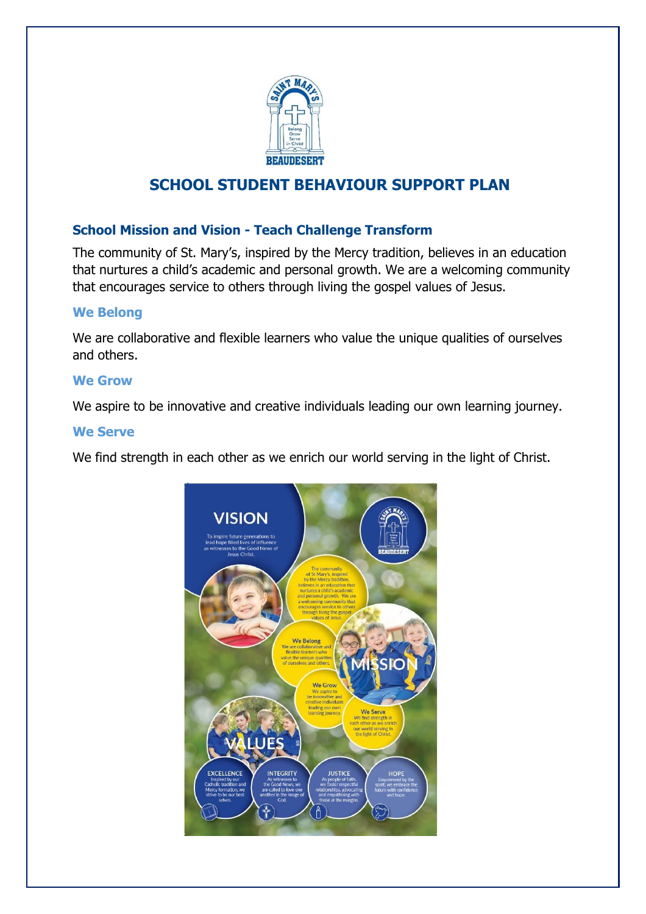# SCHOOL STUDENT BEHAVIOUR SUPPORT PLAN

## School Mission and Vision - Teach Challenge Transform

The community of St. Mary's, inspired by the Mercy tradition, believes in an education that nurtures a child's academic and personal growth. We are a welcoming community that encourages service to others through living the gospel values of Jesus.

### We Belong

We are collaborative and flexible learners who value the unique qualities of ourselves and others.

### We Grow

We aspire to be innovative and creative individuals leading our own learning journey.

### We Serve

We find strength in each other as we enrich our world serving in the light of Christ.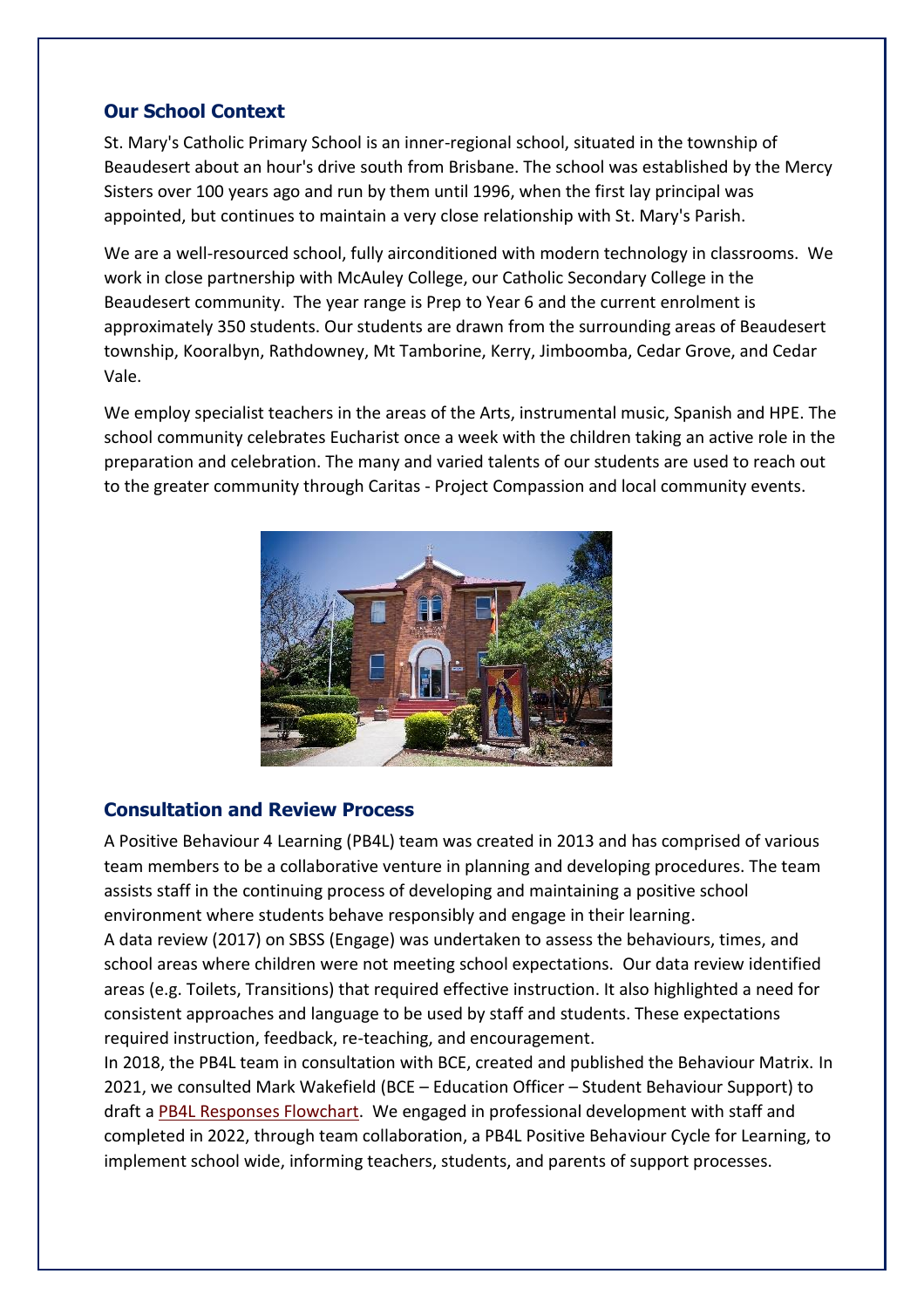## Our School Context

St. Mary's Catholic Primary School is an inner-regional school, situated in the township of Beaudesert about an hour's drive south from Brisbane. The school was established by the Mercy Sisters over 100 years ago and run by them until 1996, when the first lay principal was appointed, but continues to maintain a very close relationship with St. Mary's Parish.

We are a well-resourced school, fully airconditioned with modern technology in classrooms. We work in close partnership with McAuley College, our Catholic Secondary College in the Beaudesert community. The year range is Prep to Year 6 and the current enrolment is approximately 350 students. Our students are drawn from the surrounding areas of Beaudesert township, Kooralbyn, Rathdowney, Mt Tamborine, Kerry, Jimboomba, Cedar Grove, and Cedar Vale.

We employ specialist teachers in the areas of the Arts, instrumental music, Spanish and HPE. The school community celebrates Eucharist once a week with the children taking an active role in the preparation and celebration. The many and varied talents of our students are used to reach out to the greater community through Caritas - Project Compassion and local community events.

## Consultation and Review Process

A Positive Behaviour 4 Learning (PB4L) team was created in 2013 and has comprised of various team members to be a collaborative venture in planning and developing procedures. The team assists staff in the continuing process of developing and maintaining a positive school environment where students behave responsibly and engage in their learning.

A data review (2017) on SBSS (Engage) was undertaken to assess the behaviours, times, and school areas where children were not meeting school expectations. Our data review identified areas (e.g. Toilets, Transitions) that required effective instruction. It also highlighted a need for consistent approaches and language to be used by staff and students. These expectations required instruction, feedback, re-teaching, and encouragement.

In 2018, the PB4L team in consultation with BCE, created and published the Behaviour Matrix. In 2021, we consulted Mark Wakefield (BCE – Education Officer – Student Behaviour Support) to draft a PB4L Responses Flowchart. We engaged in professional development with staff and completed in 2022, through team collaboration, a PB4L Positive Behaviour Cycle for Learning, to implement school wide, informing teachers, students, and parents of support processes.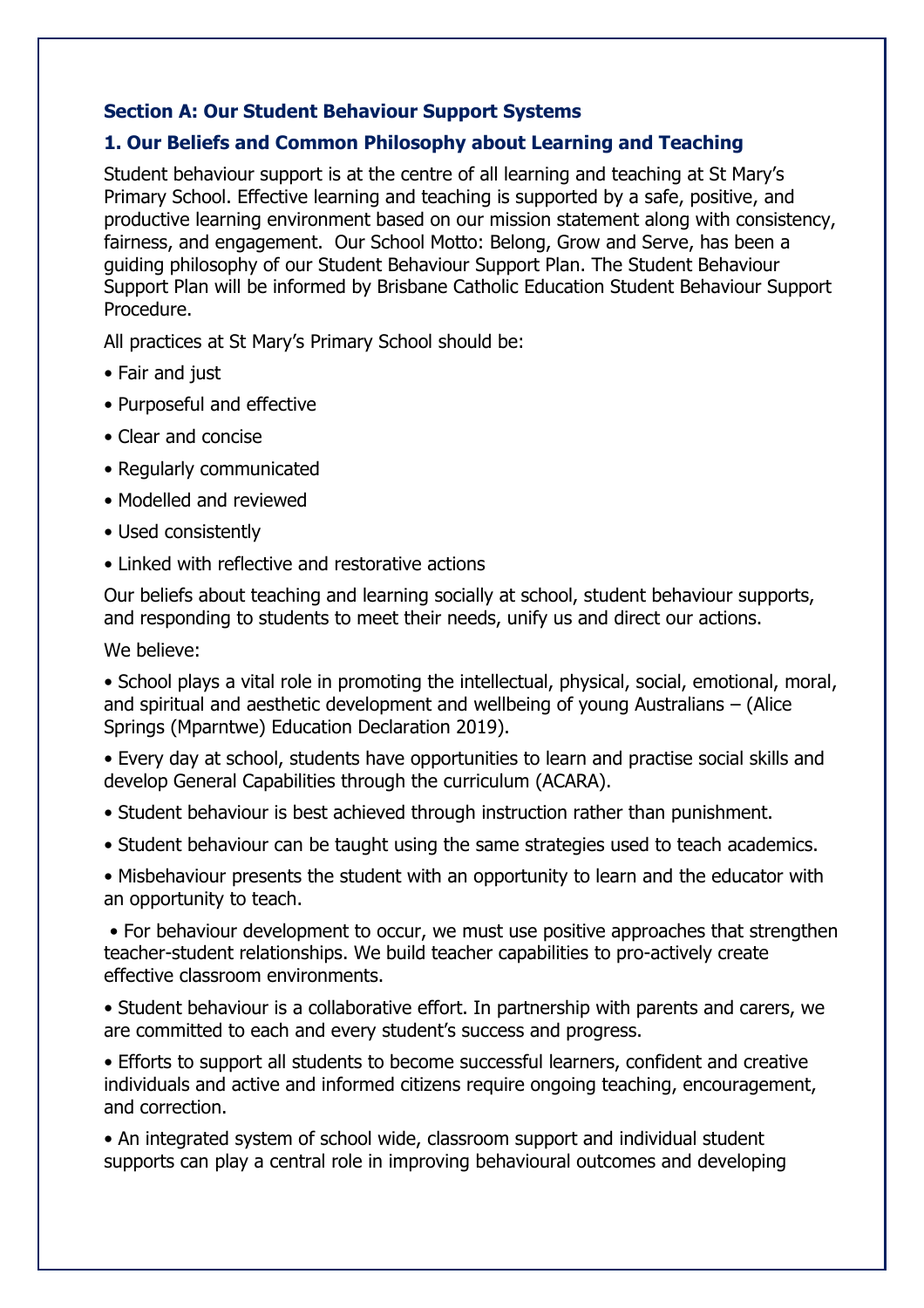## Section A: Our Student Behaviour Support Systems

### 1. Our Beliefs and Common Philosophy about Learning and Teaching

Student behaviour support is at the centre of all learning and teaching at St Mary's Primary School. Effective learning and teaching is supported by a safe, positive, and productive learning environment based on our mission statement along with consistency, fairness, and engagement. Our School Motto: Belong, Grow and Serve, has been a guiding philosophy of our Student Behaviour Support Plan. The Student Behaviour Support Plan will be informed by Brisbane Catholic Education Student Behaviour Support Procedure.

All practices at St Mary's Primary School should be:

- Fair and just
- Purposeful and effective
- Clear and concise
- Regularly communicated
- Modelled and reviewed
- Used consistently
- Linked with reflective and restorative actions

Our beliefs about teaching and learning socially at school, student behaviour supports, and responding to students to meet their needs, unify us and direct our actions.

We believe:

- School plays a vital role in promoting the intellectual, physical, social, emotional, moral, and spiritual and aesthetic development and wellbeing of young Australians – (Alice Springs (Mparntwe) Education Declaration 2019).
- Every day at school, students have opportunities to learn and practise social skills and develop General Capabilities through the curriculum (ACARA).
- Student behaviour is best achieved through instruction rather than punishment.
- Student behaviour can be taught using the same strategies used to teach academics.
- Misbehaviour presents the student with an opportunity to learn and the educator with an opportunity to teach.
- For behaviour development to occur, we must use positive approaches that strengthen teacher-student relationships. We build teacher capabilities to pro-actively create effective classroom environments.
- Student behaviour is a collaborative effort. In partnership with parents and carers, we are committed to each and every student's success and progress.
- Efforts to support all students to become successful learners, confident and creative individuals and active and informed citizens require ongoing teaching, encouragement, and correction.
- An integrated system of school wide, classroom support and individual student supports can play a central role in improving behavioural outcomes and developing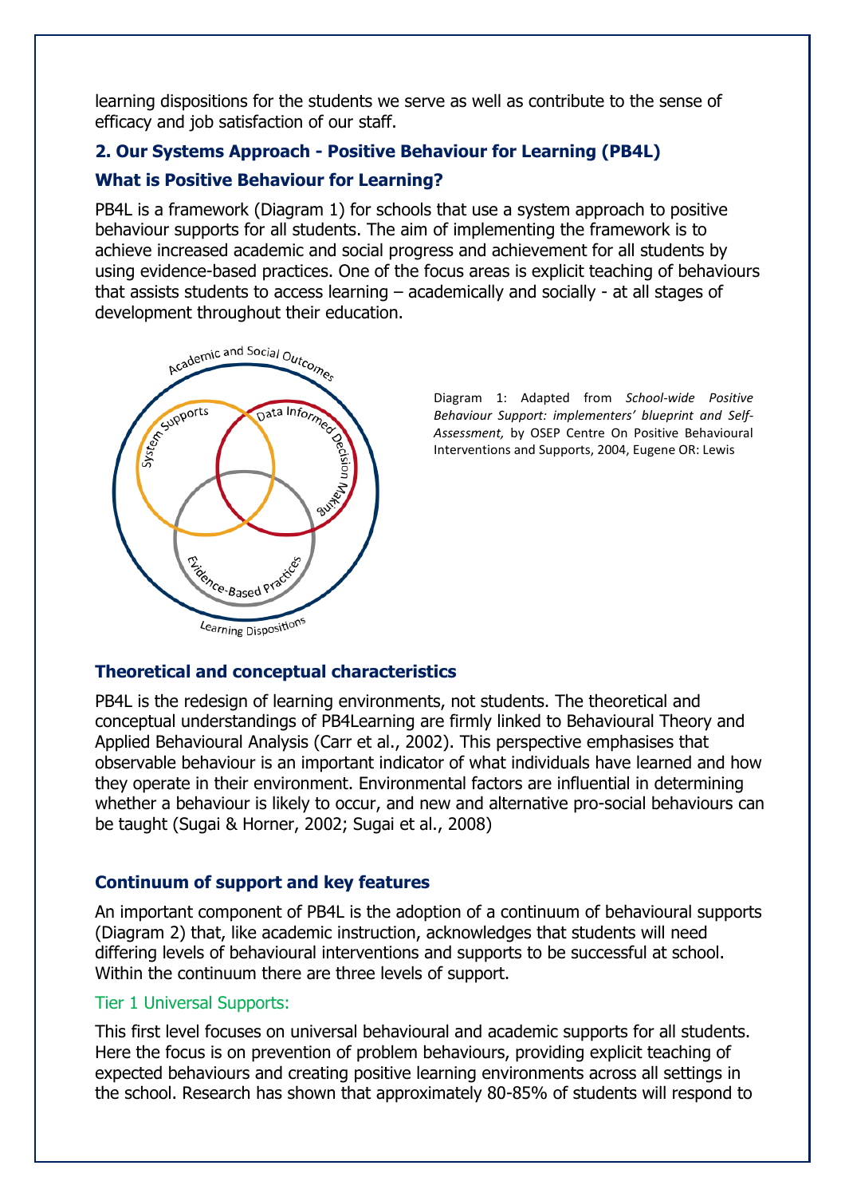learning dispositions for the students we serve as well as contribute to the sense of efficacy and job satisfaction of our staff.

## 2. Our Systems Approach - Positive Behaviour for Learning (PB4L)

### What is Positive Behaviour for Learning?

PB4L is a framework (Diagram 1) for schools that use a system approach to positive behaviour supports for all students. The aim of implementing the framework is to achieve increased academic and social progress and achievement for all students by using evidence-based practices. One of the focus areas is explicit teaching of behaviours that assists students to access learning – academically and socially - at all stages of development throughout their education.

Academic and Social Outcomes

System Supports

Data Informed Decision Making

Evidence-Based Practices

Learning Dispositions

Diagram 1: Adapted from *School-wide Positive Behaviour Support: implementers' blueprint and Self-Assessment,* by OSEP Centre On Positive Behavioural Interventions and Supports, 2004, Eugene OR: Lewis

### Theoretical and conceptual characteristics

PB4L is the redesign of learning environments, not students. The theoretical and conceptual understandings of PB4Learning are firmly linked to Behavioural Theory and Applied Behavioural Analysis (Carr et al., 2002). This perspective emphasises that observable behaviour is an important indicator of what individuals have learned and how they operate in their environment. Environmental factors are influential in determining whether a behaviour is likely to occur, and new and alternative pro-social behaviours can be taught (Sugai & Horner, 2002; Sugai et al., 2008)

### Continuum of support and key features

An important component of PB4L is the adoption of a continuum of behavioural supports (Diagram 2) that, like academic instruction, acknowledges that students will need differing levels of behavioural interventions and supports to be successful at school. Within the continuum there are three levels of support.

#### Tier 1 Universal Supports:

This first level focuses on universal behavioural and academic supports for all students. Here the focus is on prevention of problem behaviours, providing explicit teaching of expected behaviours and creating positive learning environments across all settings in the school. Research has shown that approximately 80-85% of students will respond to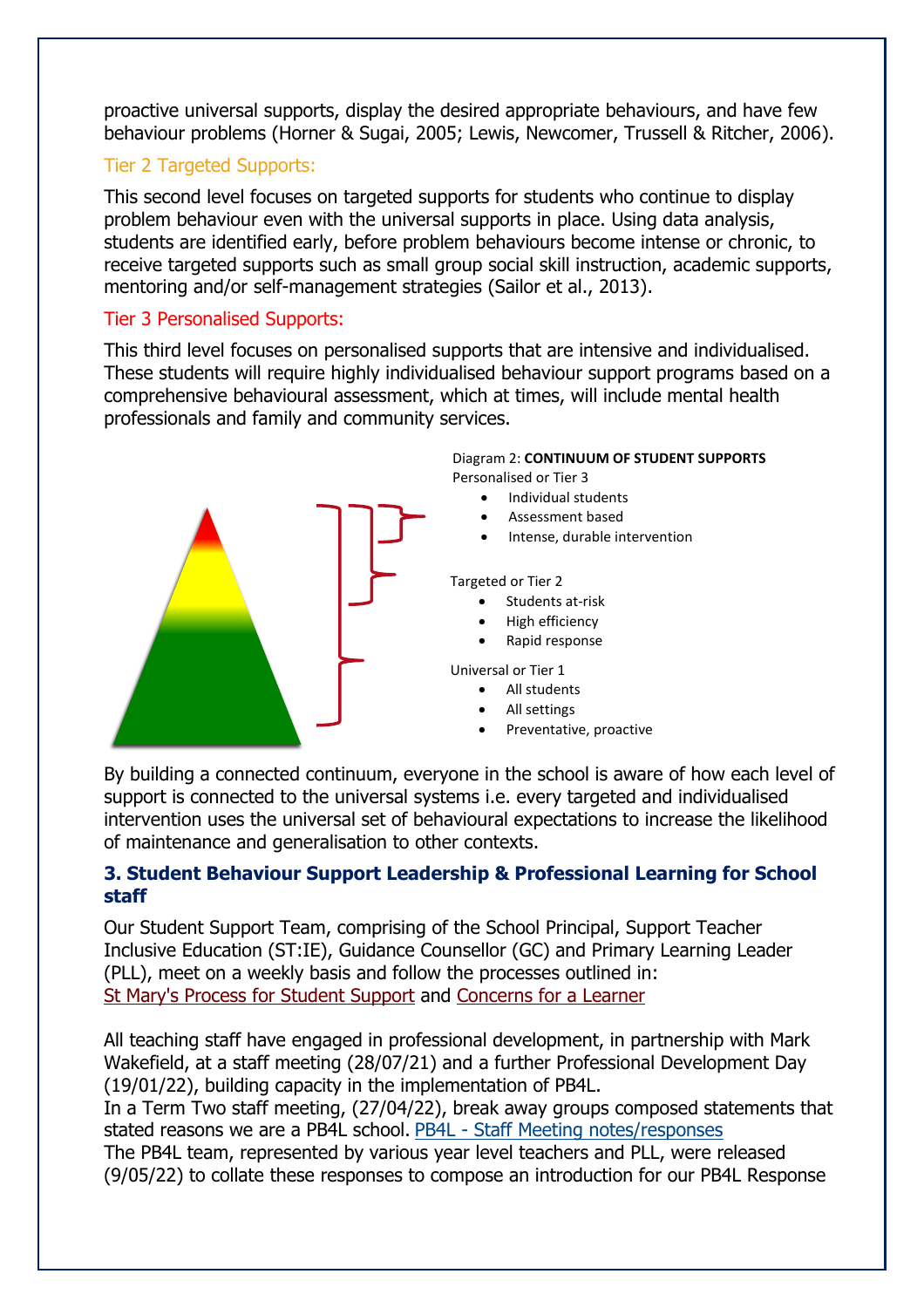proactive universal supports, display the desired appropriate behaviours, and have few behaviour problems (Horner & Sugai, 2005; Lewis, Newcomer, Trussell & Ritcher, 2006).

### Tier 2 Targeted Supports:

This second level focuses on targeted supports for students who continue to display problem behaviour even with the universal supports in place. Using data analysis, students are identified early, before problem behaviours become intense or chronic, to receive targeted supports such as small group social skill instruction, academic supports, mentoring and/or self-management strategies (Sailor et al., 2013).

### Tier 3 Personalised Supports:

This third level focuses on personalised supports that are intensive and individualised. These students will require highly individualised behaviour support programs based on a comprehensive behavioural assessment, which at times, will include mental health professionals and family and community services.

Diagram 2: **CONTINUUM OF STUDENT SUPPORTS**

Personalised or Tier 3
- Individual students
- Assessment based
- Intense, durable intervention

Targeted or Tier 2
- Students at-risk
- High efficiency
- Rapid response

Universal or Tier 1
- All students
- All settings
- Preventative, proactive

By building a connected continuum, everyone in the school is aware of how each level of support is connected to the universal systems i.e. every targeted and individualised intervention uses the universal set of behavioural expectations to increase the likelihood of maintenance and generalisation to other contexts.

## 3. Student Behaviour Support Leadership & Professional Learning for School staff

Our Student Support Team, comprising of the School Principal, Support Teacher Inclusive Education (ST:IE), Guidance Counsellor (GC) and Primary Learning Leader (PLL), meet on a weekly basis and follow the processes outlined in: St Mary's Process for Student Support and Concerns for a Learner

All teaching staff have engaged in professional development, in partnership with Mark Wakefield, at a staff meeting (28/07/21) and a further Professional Development Day (19/01/22), building capacity in the implementation of PB4L.
In a Term Two staff meeting, (27/04/22), break away groups composed statements that stated reasons we are a PB4L school. PB4L - Staff Meeting notes/responses
The PB4L team, represented by various year level teachers and PLL, were released (9/05/22) to collate these responses to compose an introduction for our PB4L Response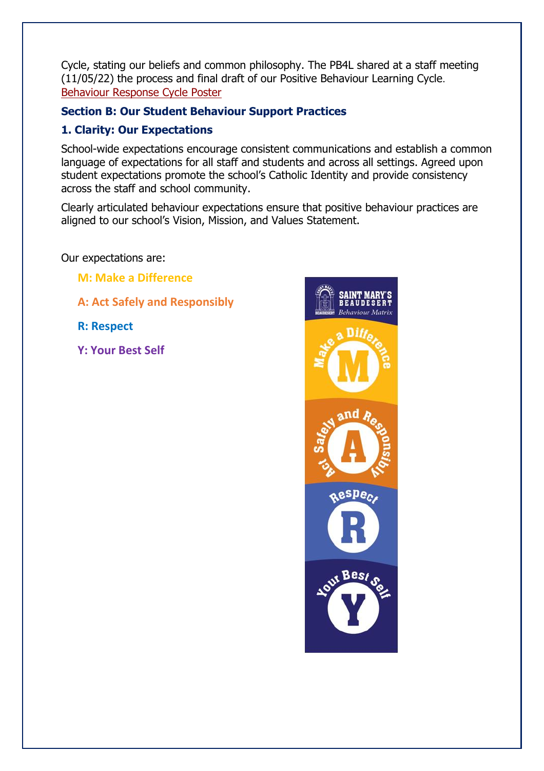Cycle, stating our beliefs and common philosophy. The PB4L shared at a staff meeting (11/05/22) the process and final draft of our Positive Behaviour Learning Cycle.
Behaviour Response Cycle Poster

### Section B: Our Student Behaviour Support Practices

### 1. Clarity: Our Expectations

School-wide expectations encourage consistent communications and establish a common language of expectations for all staff and students and across all settings. Agreed upon student expectations promote the school's Catholic Identity and provide consistency across the staff and school community.

Clearly articulated behaviour expectations ensure that positive behaviour practices are aligned to our school's Vision, Mission, and Values Statement.

Our expectations are:

- **M: Make a Difference**
- **A: Act Safely and Responsibly**
- **R: Respect**
- **Y: Your Best Self**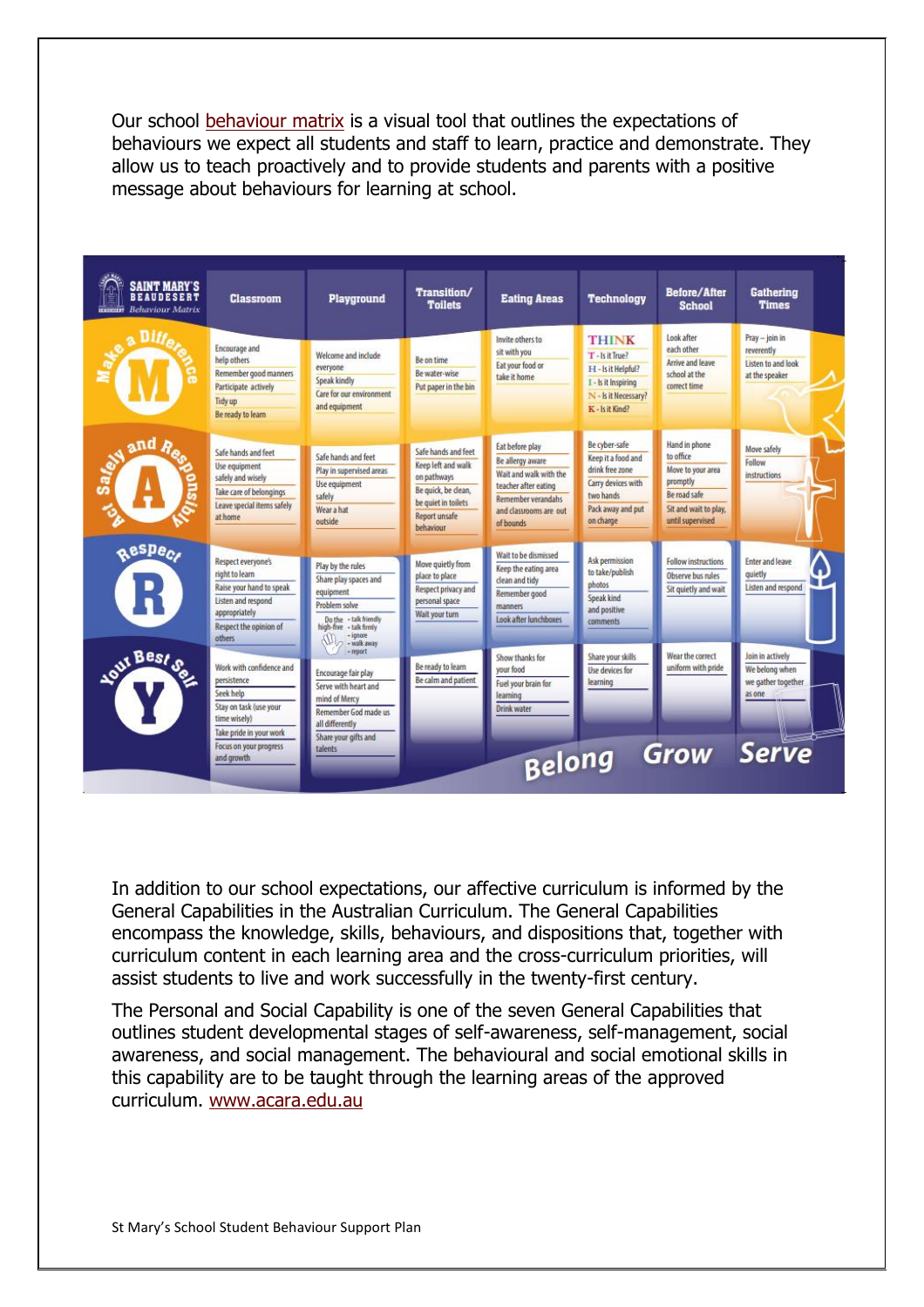Our school behaviour matrix is a visual tool that outlines the expectations of behaviours we expect all students and staff to learn, practice and demonstrate. They allow us to teach proactively and to provide students and parents with a positive message about behaviours for learning at school.

| SAINT MARY'S BEAUDESERT Behaviour Matrix | Classroom | Playground | Transition/ Toilets | Eating Areas | Technology | Before/After School | Gathering Times |
|---|---|---|---|---|---|---|---|
| **M** – Make a Difference | Encourage and help others<br>Remember good manners<br>Participate actively<br>Tidy up<br>Be ready to learn | Welcome and include everyone<br>Speak kindly<br>Care for our environment and equipment | Be on time<br>Be water-wise<br>Put paper in the bin | Invite others to sit with you<br>Eat your food or take it home | THINK<br>T - Is it True?<br>H - Is it Helpful?<br>I - Is it Inspiring<br>N - Is it Necessary?<br>K - Is it Kind? | Look after each other<br>Arrive and leave school at the correct time | Pray – join in reverently<br>Listen to and look at the speaker |
| **A** – Act Safely and Responsibly | Safe hands and feet<br>Use equipment safely and wisely<br>Take care of belongings<br>Leave special items safely at home | Safe hands and feet<br>Play in supervised areas<br>Use equipment safely<br>Wear a hat outside | Safe hands and feet<br>Keep left and walk on pathways<br>Be quick, be clean, be quiet in toilets<br>Report unsafe behaviour | Eat before play<br>Be allergy aware<br>Wait and walk with the teacher after eating<br>Remember verandahs and classrooms are out of bounds | Be cyber-safe<br>Keep it a food and drink free zone<br>Carry devices with two hands<br>Pack away and put on charge | Hand in phone to office<br>Move to your area promptly<br>Be road safe<br>Sit and wait to play, until supervised | Move safely<br>Follow instructions |
| **R** – Respect | Respect everyone's right to learn<br>Raise your hand to speak<br>Listen and respond appropriately<br>Respect the opinion of others | Play by the rules<br>Share play spaces and equipment<br>Problem solve<br>Do the high-five: talk friendly, talk firmly, ignore, walk away, report | Move quietly from place to place<br>Respect privacy and personal space<br>Wait your turn | Wait to be dismissed<br>Keep the eating area clean and tidy<br>Remember good manners<br>Look after lunchboxes | Ask permission to take/publish photos<br>Speak kind and positive comments | Follow instructions<br>Observe bus rules<br>Sit quietly and wait | Enter and leave quietly<br>Listen and respond |
| **Y** – Your Best Self | Work with confidence and persistence<br>Seek help<br>Stay on task (use your time wisely)<br>Take pride in your work<br>Focus on your progress and growth | Encourage fair play<br>Serve with heart and mind of Mercy<br>Remember God made us all differently<br>Share your gifts and talents | Be ready to learn<br>Be calm and patient | Show thanks for your food<br>Fuel your brain for learning<br>Drink water | Share your skills<br>Use devices for learning | Wear the correct uniform with pride | Join in actively<br>We belong when we gather together as one |

Belong Grow Serve

In addition to our school expectations, our affective curriculum is informed by the General Capabilities in the Australian Curriculum. The General Capabilities encompass the knowledge, skills, behaviours, and dispositions that, together with curriculum content in each learning area and the cross-curriculum priorities, will assist students to live and work successfully in the twenty-first century.

The Personal and Social Capability is one of the seven General Capabilities that outlines student developmental stages of self-awareness, self-management, social awareness, and social management. The behavioural and social emotional skills in this capability are to be taught through the learning areas of the approved curriculum. www.acara.edu.au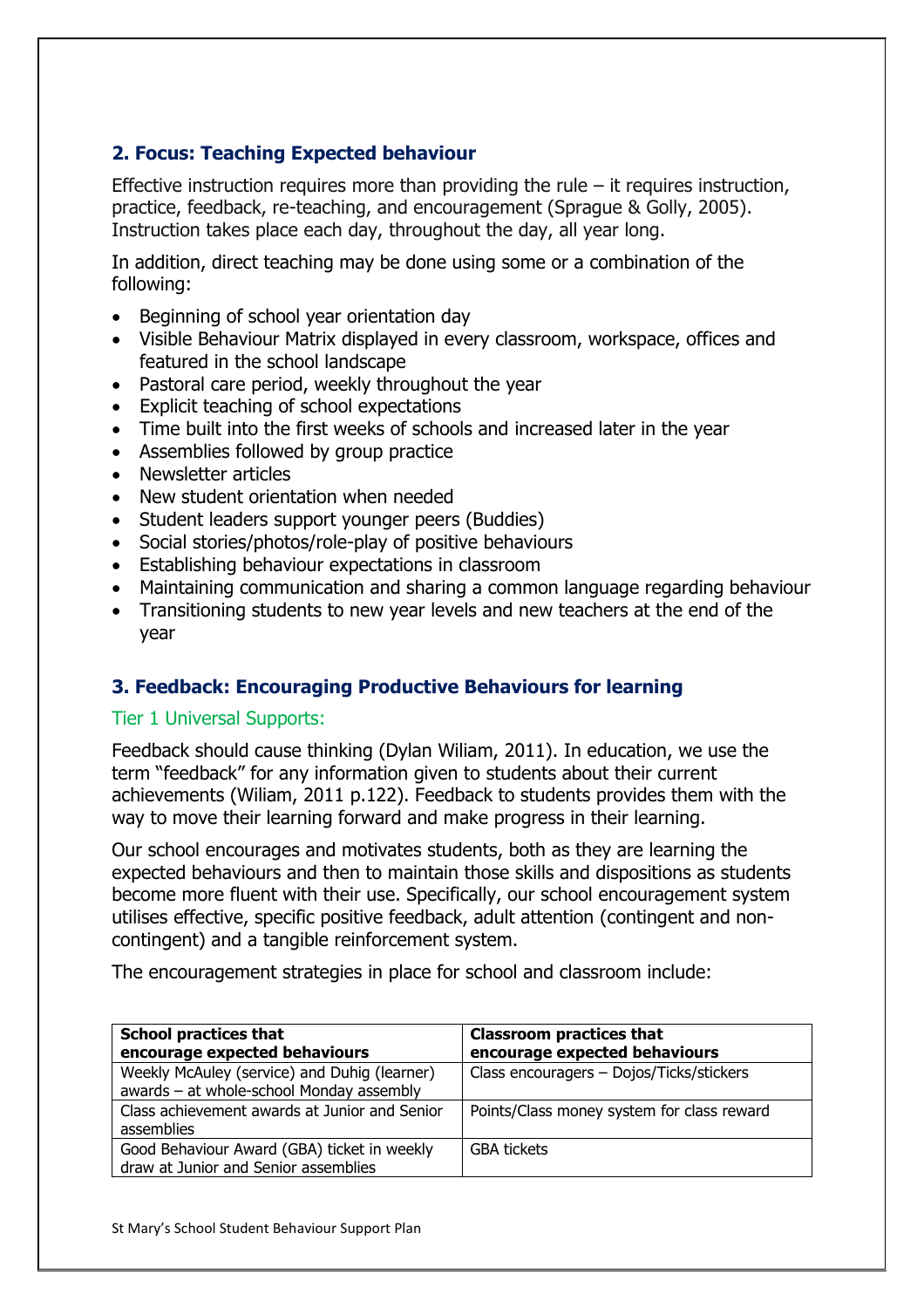## 2. Focus: Teaching Expected behaviour

Effective instruction requires more than providing the rule – it requires instruction, practice, feedback, re-teaching, and encouragement (Sprague & Golly, 2005). Instruction takes place each day, throughout the day, all year long.

In addition, direct teaching may be done using some or a combination of the following:

- Beginning of school year orientation day
- Visible Behaviour Matrix displayed in every classroom, workspace, offices and featured in the school landscape
- Pastoral care period, weekly throughout the year
- Explicit teaching of school expectations
- Time built into the first weeks of schools and increased later in the year
- Assemblies followed by group practice
- Newsletter articles
- New student orientation when needed
- Student leaders support younger peers (Buddies)
- Social stories/photos/role-play of positive behaviours
- Establishing behaviour expectations in classroom
- Maintaining communication and sharing a common language regarding behaviour
- Transitioning students to new year levels and new teachers at the end of the year

## 3. Feedback: Encouraging Productive Behaviours for learning

### Tier 1 Universal Supports:

Feedback should cause thinking (Dylan Wiliam, 2011). In education, we use the term "feedback" for any information given to students about their current achievements (Wiliam, 2011 p.122). Feedback to students provides them with the way to move their learning forward and make progress in their learning.

Our school encourages and motivates students, both as they are learning the expected behaviours and then to maintain those skills and dispositions as students become more fluent with their use. Specifically, our school encouragement system utilises effective, specific positive feedback, adult attention (contingent and non-contingent) and a tangible reinforcement system.

The encouragement strategies in place for school and classroom include:

| School practices that encourage expected behaviours | Classroom practices that encourage expected behaviours |
|---|---|
| Weekly McAuley (service) and Duhig (learner) awards – at whole-school Monday assembly | Class encouragers – Dojos/Ticks/stickers |
| Class achievement awards at Junior and Senior assemblies | Points/Class money system for class reward |
| Good Behaviour Award (GBA) ticket in weekly draw at Junior and Senior assemblies | GBA tickets |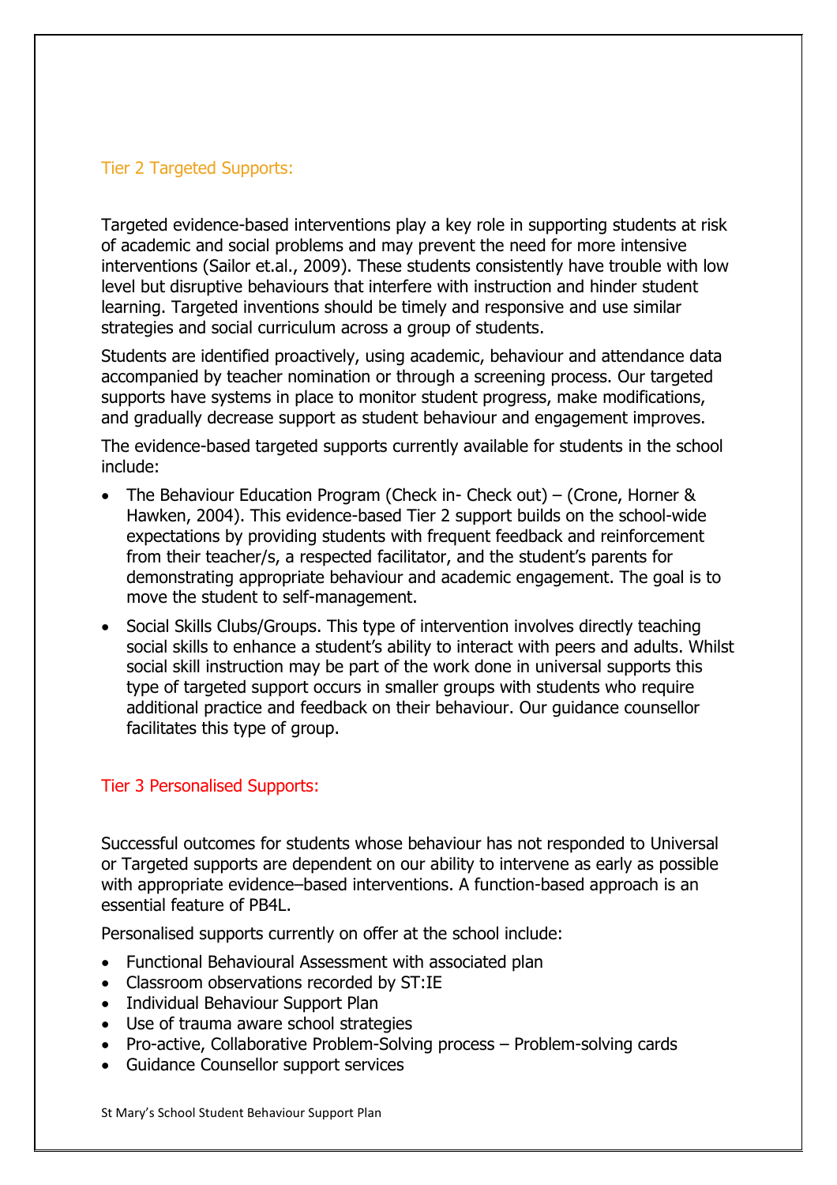## Tier 2 Targeted Supports:

Targeted evidence-based interventions play a key role in supporting students at risk of academic and social problems and may prevent the need for more intensive interventions (Sailor et.al., 2009). These students consistently have trouble with low level but disruptive behaviours that interfere with instruction and hinder student learning. Targeted inventions should be timely and responsive and use similar strategies and social curriculum across a group of students.

Students are identified proactively, using academic, behaviour and attendance data accompanied by teacher nomination or through a screening process. Our targeted supports have systems in place to monitor student progress, make modifications, and gradually decrease support as student behaviour and engagement improves.

The evidence-based targeted supports currently available for students in the school include:

- The Behaviour Education Program (Check in- Check out) – (Crone, Horner & Hawken, 2004). This evidence-based Tier 2 support builds on the school-wide expectations by providing students with frequent feedback and reinforcement from their teacher/s, a respected facilitator, and the student's parents for demonstrating appropriate behaviour and academic engagement. The goal is to move the student to self-management.
- Social Skills Clubs/Groups. This type of intervention involves directly teaching social skills to enhance a student's ability to interact with peers and adults. Whilst social skill instruction may be part of the work done in universal supports this type of targeted support occurs in smaller groups with students who require additional practice and feedback on their behaviour. Our guidance counsellor facilitates this type of group.

## Tier 3 Personalised Supports:

Successful outcomes for students whose behaviour has not responded to Universal or Targeted supports are dependent on our ability to intervene as early as possible with appropriate evidence–based interventions. A function-based approach is an essential feature of PB4L.

Personalised supports currently on offer at the school include:

- Functional Behavioural Assessment with associated plan
- Classroom observations recorded by ST:IE
- Individual Behaviour Support Plan
- Use of trauma aware school strategies
- Pro-active, Collaborative Problem-Solving process – Problem-solving cards
- Guidance Counsellor support services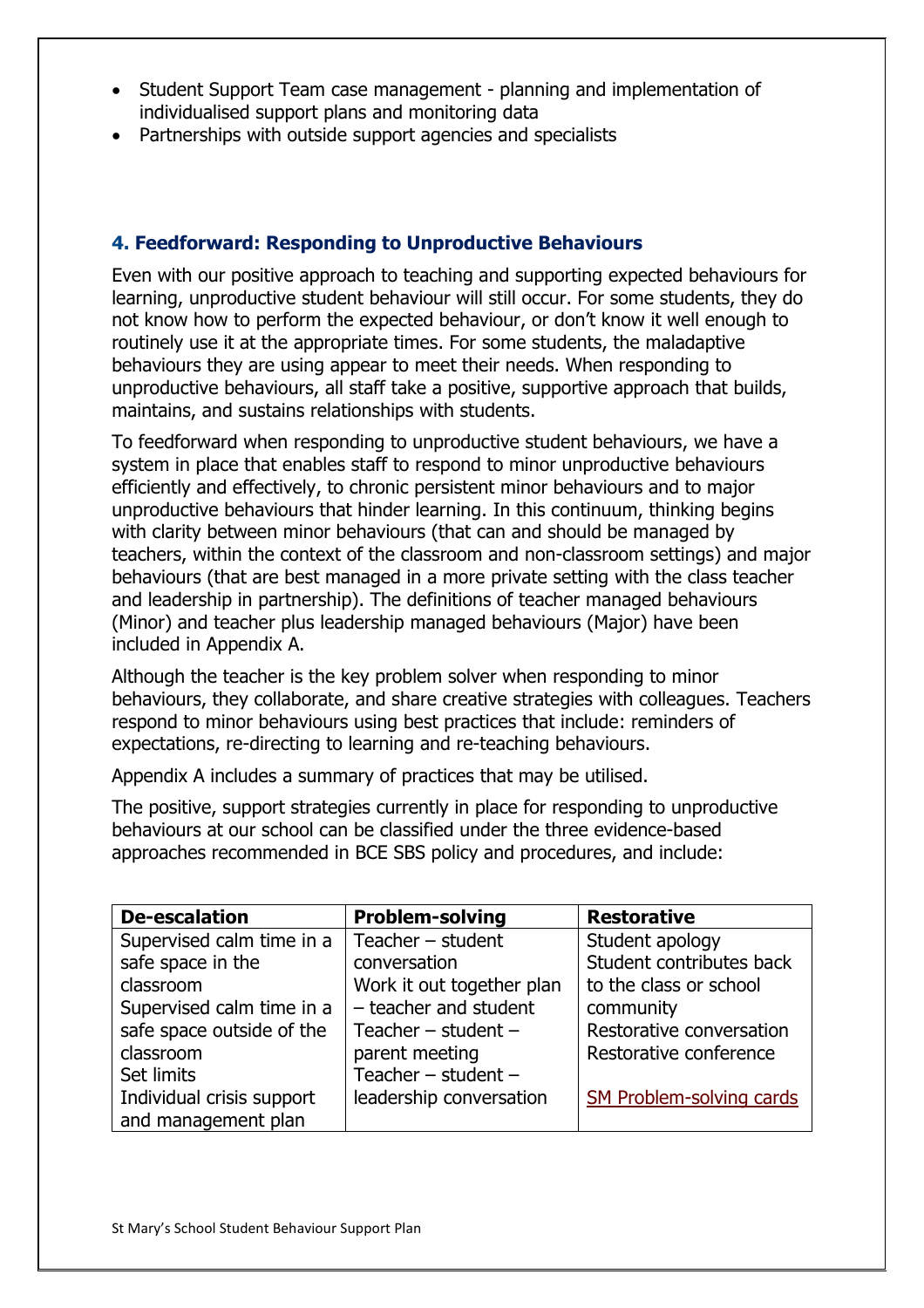- Student Support Team case management - planning and implementation of individualised support plans and monitoring data
- Partnerships with outside support agencies and specialists

## 4. Feedforward: Responding to Unproductive Behaviours

Even with our positive approach to teaching and supporting expected behaviours for learning, unproductive student behaviour will still occur. For some students, they do not know how to perform the expected behaviour, or don't know it well enough to routinely use it at the appropriate times. For some students, the maladaptive behaviours they are using appear to meet their needs. When responding to unproductive behaviours, all staff take a positive, supportive approach that builds, maintains, and sustains relationships with students.

To feedforward when responding to unproductive student behaviours, we have a system in place that enables staff to respond to minor unproductive behaviours efficiently and effectively, to chronic persistent minor behaviours and to major unproductive behaviours that hinder learning. In this continuum, thinking begins with clarity between minor behaviours (that can and should be managed by teachers, within the context of the classroom and non-classroom settings) and major behaviours (that are best managed in a more private setting with the class teacher and leadership in partnership). The definitions of teacher managed behaviours (Minor) and teacher plus leadership managed behaviours (Major) have been included in Appendix A.

Although the teacher is the key problem solver when responding to minor behaviours, they collaborate, and share creative strategies with colleagues. Teachers respond to minor behaviours using best practices that include: reminders of expectations, re-directing to learning and re-teaching behaviours.

Appendix A includes a summary of practices that may be utilised.

The positive, support strategies currently in place for responding to unproductive behaviours at our school can be classified under the three evidence-based approaches recommended in BCE SBS policy and procedures, and include:

| **De-escalation** | **Problem-solving** | **Restorative** |
| --- | --- | --- |
| Supervised calm time in a safe space in the classroom<br>Supervised calm time in a safe space outside of the classroom<br>Set limits<br>Individual crisis support and management plan | Teacher – student conversation<br>Work it out together plan – teacher and student<br>Teacher – student – parent meeting<br>Teacher – student – leadership conversation | Student apology<br>Student contributes back to the class or school community<br>Restorative conversation<br>Restorative conference<br><br>SM Problem-solving cards |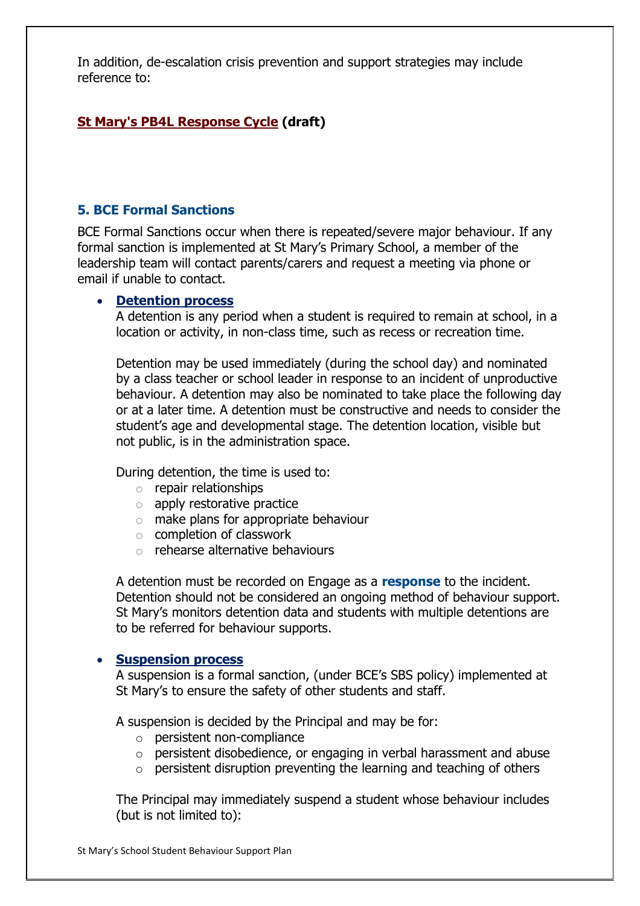In addition, de-escalation crisis prevention and support strategies may include reference to:

**St Mary's PB4L Response Cycle (draft)**

## 5. BCE Formal Sanctions

BCE Formal Sanctions occur when there is repeated/severe major behaviour. If any formal sanction is implemented at St Mary's Primary School, a member of the leadership team will contact parents/carers and request a meeting via phone or email if unable to contact.

- **Detention process**

  A detention is any period when a student is required to remain at school, in a location or activity, in non-class time, such as recess or recreation time.

  Detention may be used immediately (during the school day) and nominated by a class teacher or school leader in response to an incident of unproductive behaviour. A detention may also be nominated to take place the following day or at a later time. A detention must be constructive and needs to consider the student's age and developmental stage. The detention location, visible but not public, is in the administration space.

  During detention, the time is used to:
  - repair relationships
  - apply restorative practice
  - make plans for appropriate behaviour
  - completion of classwork
  - rehearse alternative behaviours

  A detention must be recorded on Engage as a **response** to the incident. Detention should not be considered an ongoing method of behaviour support. St Mary's monitors detention data and students with multiple detentions are to be referred for behaviour supports.

- **Suspension process**

  A suspension is a formal sanction, (under BCE's SBS policy) implemented at St Mary's to ensure the safety of other students and staff.

  A suspension is decided by the Principal and may be for:
  - persistent non-compliance
  - persistent disobedience, or engaging in verbal harassment and abuse
  - persistent disruption preventing the learning and teaching of others

  The Principal may immediately suspend a student whose behaviour includes (but is not limited to):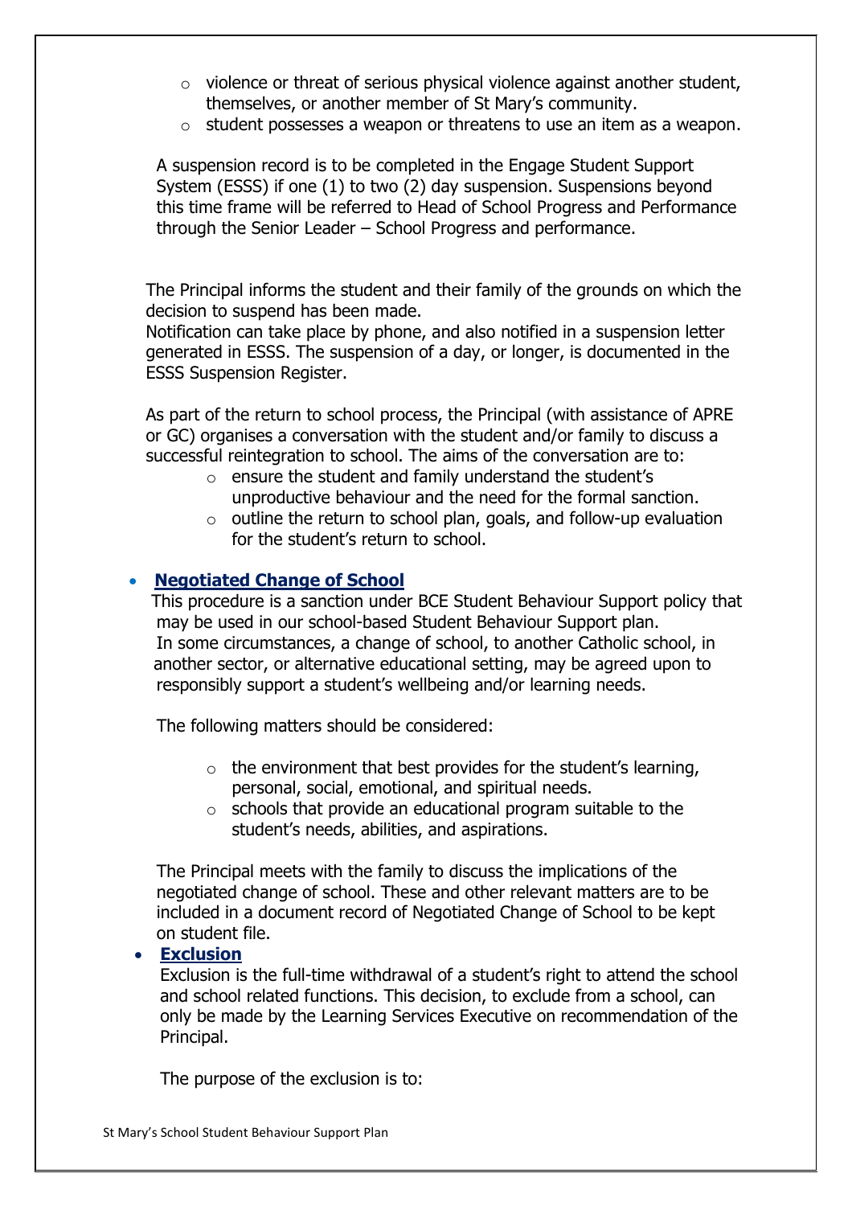- violence or threat of serious physical violence against another student, themselves, or another member of St Mary's community.
- student possesses a weapon or threatens to use an item as a weapon.

A suspension record is to be completed in the Engage Student Support System (ESSS) if one (1) to two (2) day suspension. Suspensions beyond this time frame will be referred to Head of School Progress and Performance through the Senior Leader – School Progress and performance.

The Principal informs the student and their family of the grounds on which the decision to suspend has been made.
Notification can take place by phone, and also notified in a suspension letter generated in ESSS. The suspension of a day, or longer, is documented in the ESSS Suspension Register.

As part of the return to school process, the Principal (with assistance of APRE or GC) organises a conversation with the student and/or family to discuss a successful reintegration to school. The aims of the conversation are to:

- ensure the student and family understand the student's unproductive behaviour and the need for the formal sanction.
- outline the return to school plan, goals, and follow-up evaluation for the student's return to school.

- **Negotiated Change of School**

  This procedure is a sanction under BCE Student Behaviour Support policy that may be used in our school-based Student Behaviour Support plan.
  In some circumstances, a change of school, to another Catholic school, in another sector, or alternative educational setting, may be agreed upon to responsibly support a student's wellbeing and/or learning needs.

  The following matters should be considered:

  - the environment that best provides for the student's learning, personal, social, emotional, and spiritual needs.
  - schools that provide an educational program suitable to the student's needs, abilities, and aspirations.

  The Principal meets with the family to discuss the implications of the negotiated change of school. These and other relevant matters are to be included in a document record of Negotiated Change of School to be kept on student file.

- **Exclusion**

  Exclusion is the full-time withdrawal of a student's right to attend the school and school related functions. This decision, to exclude from a school, can only be made by the Learning Services Executive on recommendation of the Principal.

  The purpose of the exclusion is to: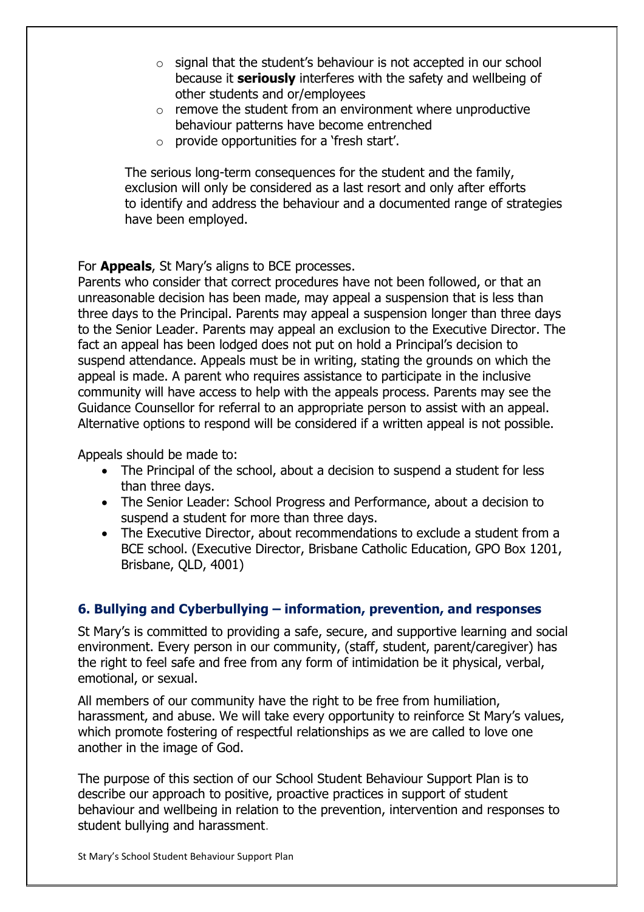- signal that the student's behaviour is not accepted in our school because it **seriously** interferes with the safety and wellbeing of other students and or/employees
- remove the student from an environment where unproductive behaviour patterns have become entrenched
- provide opportunities for a 'fresh start'.

The serious long-term consequences for the student and the family, exclusion will only be considered as a last resort and only after efforts to identify and address the behaviour and a documented range of strategies have been employed.

For **Appeals**, St Mary's aligns to BCE processes.

Parents who consider that correct procedures have not been followed, or that an unreasonable decision has been made, may appeal a suspension that is less than three days to the Principal. Parents may appeal a suspension longer than three days to the Senior Leader. Parents may appeal an exclusion to the Executive Director. The fact an appeal has been lodged does not put on hold a Principal's decision to suspend attendance. Appeals must be in writing, stating the grounds on which the appeal is made. A parent who requires assistance to participate in the inclusive community will have access to help with the appeals process. Parents may see the Guidance Counsellor for referral to an appropriate person to assist with an appeal. Alternative options to respond will be considered if a written appeal is not possible.

Appeals should be made to:

- The Principal of the school, about a decision to suspend a student for less than three days.
- The Senior Leader: School Progress and Performance, about a decision to suspend a student for more than three days.
- The Executive Director, about recommendations to exclude a student from a BCE school. (Executive Director, Brisbane Catholic Education, GPO Box 1201, Brisbane, QLD, 4001)

## 6. Bullying and Cyberbullying – information, prevention, and responses

St Mary's is committed to providing a safe, secure, and supportive learning and social environment. Every person in our community, (staff, student, parent/caregiver) has the right to feel safe and free from any form of intimidation be it physical, verbal, emotional, or sexual.

All members of our community have the right to be free from humiliation, harassment, and abuse. We will take every opportunity to reinforce St Mary's values, which promote fostering of respectful relationships as we are called to love one another in the image of God.

The purpose of this section of our School Student Behaviour Support Plan is to describe our approach to positive, proactive practices in support of student behaviour and wellbeing in relation to the prevention, intervention and responses to student bullying and harassment.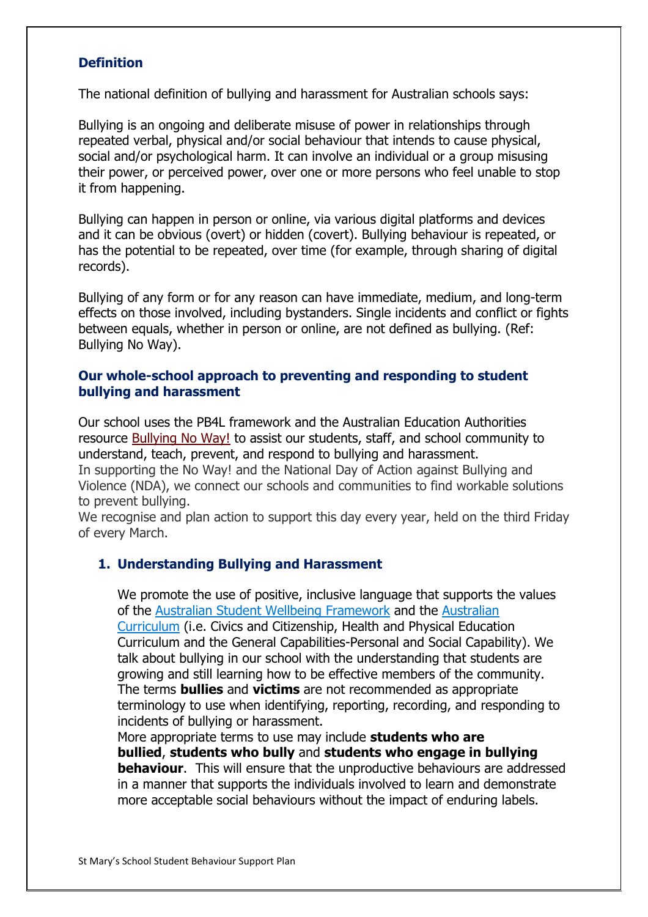## Definition

The national definition of bullying and harassment for Australian schools says:

Bullying is an ongoing and deliberate misuse of power in relationships through repeated verbal, physical and/or social behaviour that intends to cause physical, social and/or psychological harm. It can involve an individual or a group misusing their power, or perceived power, over one or more persons who feel unable to stop it from happening.

Bullying can happen in person or online, via various digital platforms and devices and it can be obvious (overt) or hidden (covert). Bullying behaviour is repeated, or has the potential to be repeated, over time (for example, through sharing of digital records).

Bullying of any form or for any reason can have immediate, medium, and long-term effects on those involved, including bystanders. Single incidents and conflict or fights between equals, whether in person or online, are not defined as bullying. (Ref: Bullying No Way).

## Our whole-school approach to preventing and responding to student bullying and harassment

Our school uses the PB4L framework and the Australian Education Authorities resource Bullying No Way! to assist our students, staff, and school community to understand, teach, prevent, and respond to bullying and harassment.
In supporting the No Way! and the National Day of Action against Bullying and Violence (NDA), we connect our schools and communities to find workable solutions to prevent bullying.
We recognise and plan action to support this day every year, held on the third Friday of every March.

### 1. Understanding Bullying and Harassment

We promote the use of positive, inclusive language that supports the values of the Australian Student Wellbeing Framework and the Australian Curriculum (i.e. Civics and Citizenship, Health and Physical Education Curriculum and the General Capabilities-Personal and Social Capability). We talk about bullying in our school with the understanding that students are growing and still learning how to be effective members of the community. The terms **bullies** and **victims** are not recommended as appropriate terminology to use when identifying, reporting, recording, and responding to incidents of bullying or harassment.
More appropriate terms to use may include **students who are bullied**, **students who bully** and **students who engage in bullying behaviour**. This will ensure that the unproductive behaviours are addressed in a manner that supports the individuals involved to learn and demonstrate more acceptable social behaviours without the impact of enduring labels.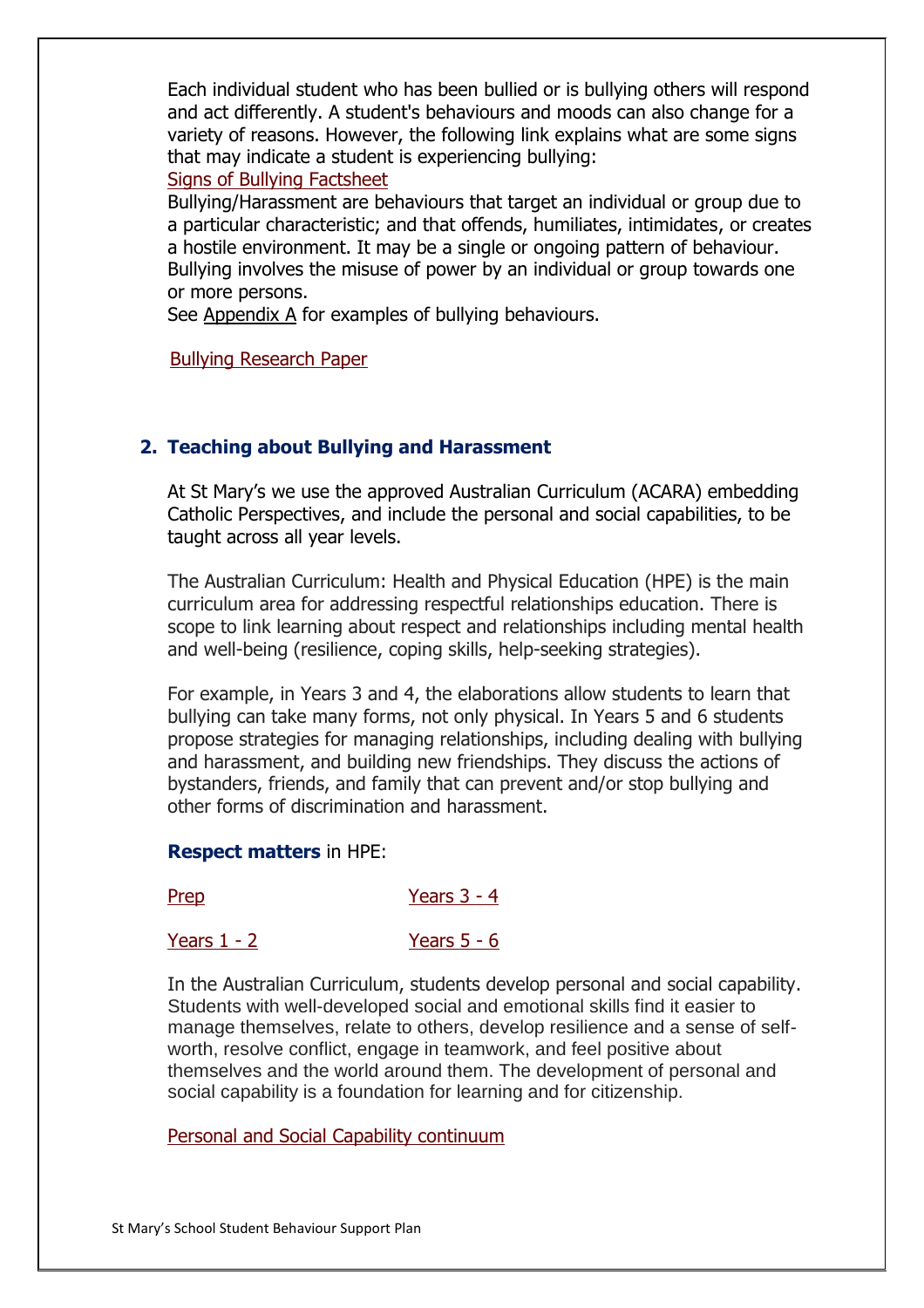Each individual student who has been bullied or is bullying others will respond and act differently. A student's behaviours and moods can also change for a variety of reasons. However, the following link explains what are some signs that may indicate a student is experiencing bullying:

Signs of Bullying Factsheet

Bullying/Harassment are behaviours that target an individual or group due to a particular characteristic; and that offends, humiliates, intimidates, or creates a hostile environment. It may be a single or ongoing pattern of behaviour. Bullying involves the misuse of power by an individual or group towards one or more persons.

See Appendix A for examples of bullying behaviours.

Bullying Research Paper

## 2. Teaching about Bullying and Harassment

At St Mary's we use the approved Australian Curriculum (ACARA) embedding Catholic Perspectives, and include the personal and social capabilities, to be taught across all year levels.

The Australian Curriculum: Health and Physical Education (HPE) is the main curriculum area for addressing respectful relationships education. There is scope to link learning about respect and relationships including mental health and well-being (resilience, coping skills, help-seeking strategies).

For example, in Years 3 and 4, the elaborations allow students to learn that bullying can take many forms, not only physical. In Years 5 and 6 students propose strategies for managing relationships, including dealing with bullying and harassment, and building new friendships. They discuss the actions of bystanders, friends, and family that can prevent and/or stop bullying and other forms of discrimination and harassment.

**Respect matters** in HPE:

Prep

Years 1 - 2

Years 3 - 4

Years 5 - 6

In the Australian Curriculum, students develop personal and social capability. Students with well-developed social and emotional skills find it easier to manage themselves, relate to others, develop resilience and a sense of self-worth, resolve conflict, engage in teamwork, and feel positive about themselves and the world around them. The development of personal and social capability is a foundation for learning and for citizenship.

Personal and Social Capability continuum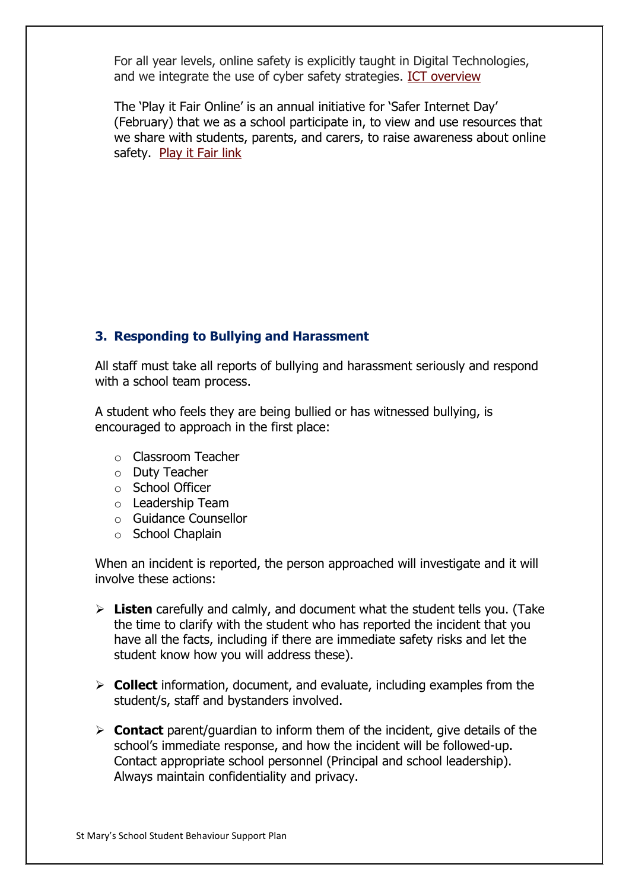For all year levels, online safety is explicitly taught in Digital Technologies, and we integrate the use of cyber safety strategies. ICT overview

The 'Play it Fair Online' is an annual initiative for 'Safer Internet Day' (February) that we as a school participate in, to view and use resources that we share with students, parents, and carers, to raise awareness about online safety. Play it Fair link

### 3. Responding to Bullying and Harassment

All staff must take all reports of bullying and harassment seriously and respond with a school team process.

A student who feels they are being bullied or has witnessed bullying, is encouraged to approach in the first place:

- Classroom Teacher
- Duty Teacher
- School Officer
- Leadership Team
- Guidance Counsellor
- School Chaplain

When an incident is reported, the person approached will investigate and it will involve these actions:

- **Listen** carefully and calmly, and document what the student tells you. (Take the time to clarify with the student who has reported the incident that you have all the facts, including if there are immediate safety risks and let the student know how you will address these).
- **Collect** information, document, and evaluate, including examples from the student/s, staff and bystanders involved.
- **Contact** parent/guardian to inform them of the incident, give details of the school's immediate response, and how the incident will be followed-up. Contact appropriate school personnel (Principal and school leadership). Always maintain confidentiality and privacy.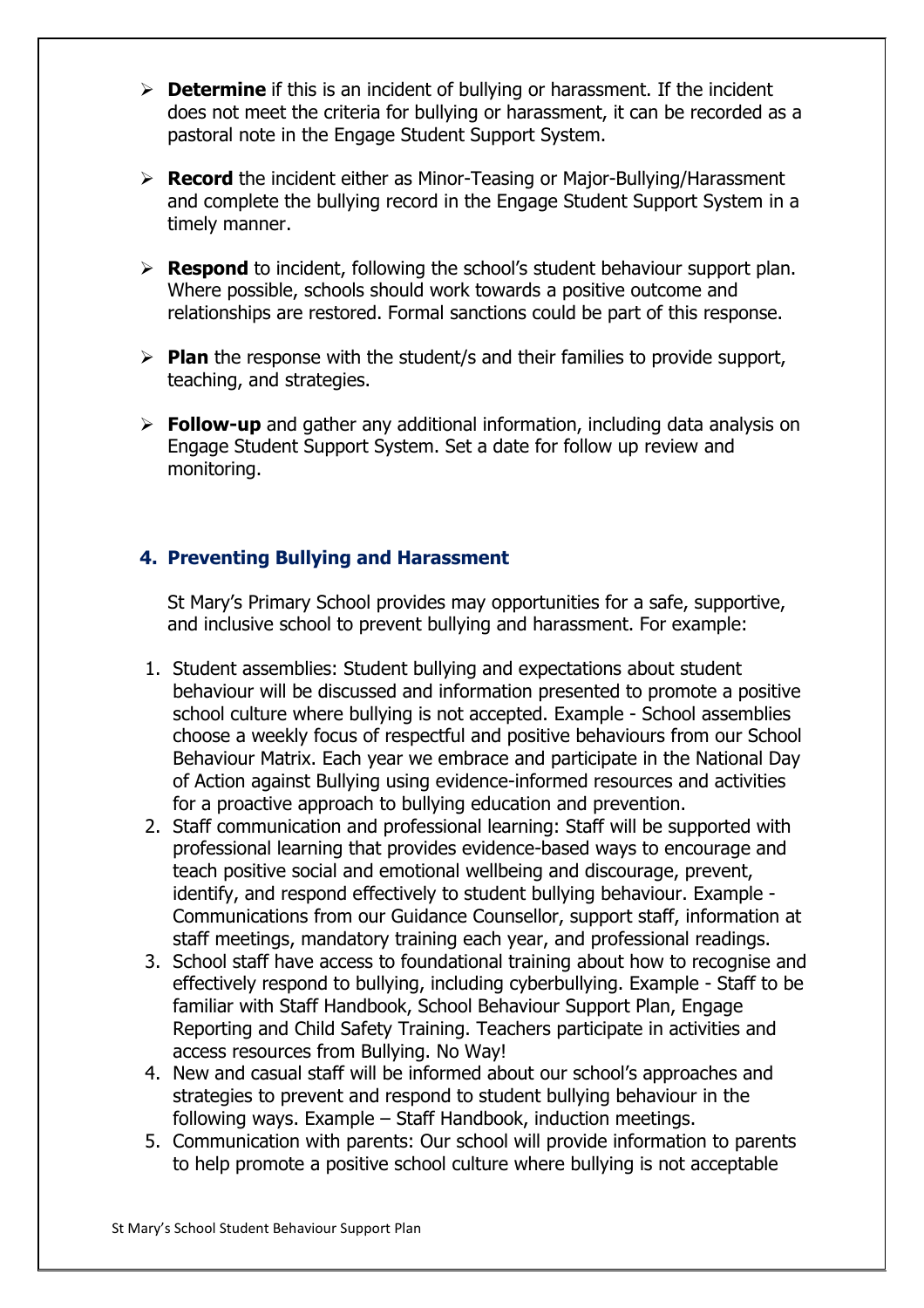- **Determine** if this is an incident of bullying or harassment. If the incident does not meet the criteria for bullying or harassment, it can be recorded as a pastoral note in the Engage Student Support System.
- **Record** the incident either as Minor-Teasing or Major-Bullying/Harassment and complete the bullying record in the Engage Student Support System in a timely manner.
- **Respond** to incident, following the school's student behaviour support plan. Where possible, schools should work towards a positive outcome and relationships are restored. Formal sanctions could be part of this response.
- **Plan** the response with the student/s and their families to provide support, teaching, and strategies.
- **Follow-up** and gather any additional information, including data analysis on Engage Student Support System. Set a date for follow up review and monitoring.

### 4. Preventing Bullying and Harassment

St Mary's Primary School provides may opportunities for a safe, supportive, and inclusive school to prevent bullying and harassment. For example:

1. Student assemblies: Student bullying and expectations about student behaviour will be discussed and information presented to promote a positive school culture where bullying is not accepted. Example - School assemblies choose a weekly focus of respectful and positive behaviours from our School Behaviour Matrix. Each year we embrace and participate in the National Day of Action against Bullying using evidence-informed resources and activities for a proactive approach to bullying education and prevention.
2. Staff communication and professional learning: Staff will be supported with professional learning that provides evidence-based ways to encourage and teach positive social and emotional wellbeing and discourage, prevent, identify, and respond effectively to student bullying behaviour. Example - Communications from our Guidance Counsellor, support staff, information at staff meetings, mandatory training each year, and professional readings.
3. School staff have access to foundational training about how to recognise and effectively respond to bullying, including cyberbullying. Example - Staff to be familiar with Staff Handbook, School Behaviour Support Plan, Engage Reporting and Child Safety Training. Teachers participate in activities and access resources from Bullying. No Way!
4. New and casual staff will be informed about our school's approaches and strategies to prevent and respond to student bullying behaviour in the following ways. Example – Staff Handbook, induction meetings.
5. Communication with parents: Our school will provide information to parents to help promote a positive school culture where bullying is not acceptable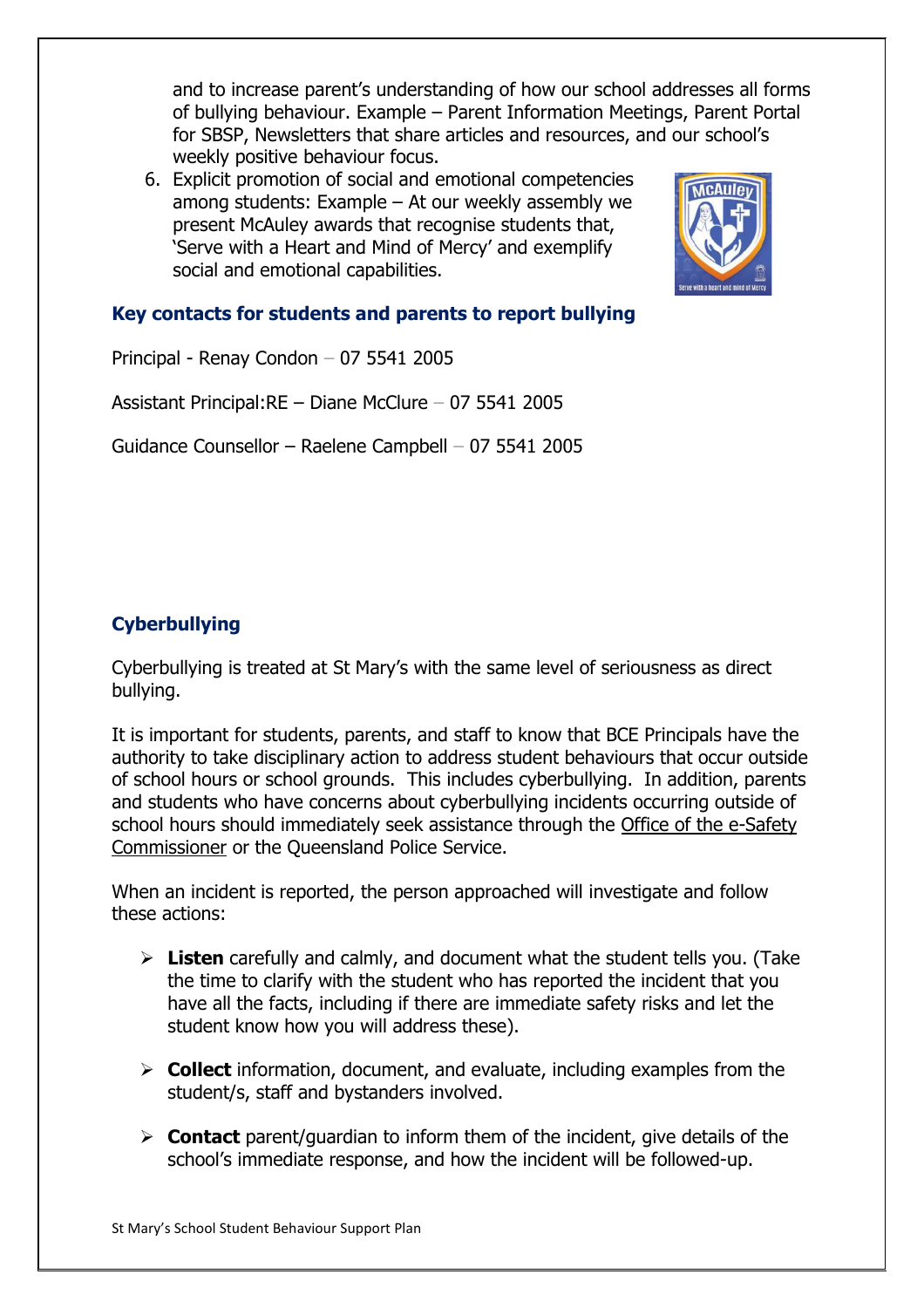and to increase parent's understanding of how our school addresses all forms of bullying behaviour. Example – Parent Information Meetings, Parent Portal for SBSP, Newsletters that share articles and resources, and our school's weekly positive behaviour focus.

6. Explicit promotion of social and emotional competencies among students: Example – At our weekly assembly we present McAuley awards that recognise students that, 'Serve with a Heart and Mind of Mercy' and exemplify social and emotional capabilities.

## Key contacts for students and parents to report bullying

Principal - Renay Condon – 07 5541 2005

Assistant Principal:RE – Diane McClure – 07 5541 2005

Guidance Counsellor – Raelene Campbell – 07 5541 2005

## Cyberbullying

Cyberbullying is treated at St Mary's with the same level of seriousness as direct bullying.

It is important for students, parents, and staff to know that BCE Principals have the authority to take disciplinary action to address student behaviours that occur outside of school hours or school grounds. This includes cyberbullying. In addition, parents and students who have concerns about cyberbullying incidents occurring outside of school hours should immediately seek assistance through the Office of the e-Safety Commissioner or the Queensland Police Service.

When an incident is reported, the person approached will investigate and follow these actions:

- **Listen** carefully and calmly, and document what the student tells you. (Take the time to clarify with the student who has reported the incident that you have all the facts, including if there are immediate safety risks and let the student know how you will address these).

- **Collect** information, document, and evaluate, including examples from the student/s, staff and bystanders involved.

- **Contact** parent/guardian to inform them of the incident, give details of the school's immediate response, and how the incident will be followed-up.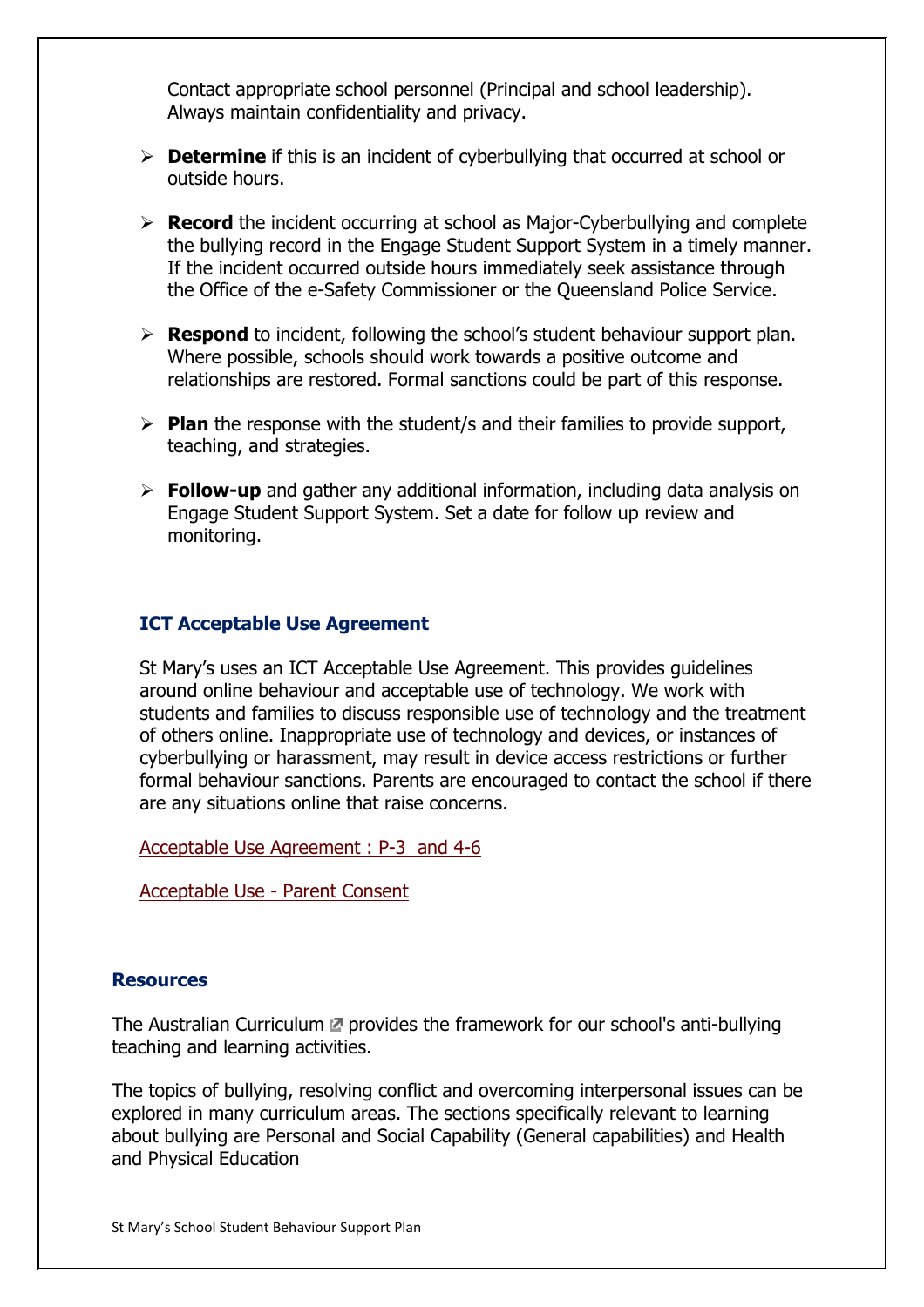Contact appropriate school personnel (Principal and school leadership). Always maintain confidentiality and privacy.

- **Determine** if this is an incident of cyberbullying that occurred at school or outside hours.
- **Record** the incident occurring at school as Major-Cyberbullying and complete the bullying record in the Engage Student Support System in a timely manner. If the incident occurred outside hours immediately seek assistance through the Office of the e-Safety Commissioner or the Queensland Police Service.
- **Respond** to incident, following the school's student behaviour support plan. Where possible, schools should work towards a positive outcome and relationships are restored. Formal sanctions could be part of this response.
- **Plan** the response with the student/s and their families to provide support, teaching, and strategies.
- **Follow-up** and gather any additional information, including data analysis on Engage Student Support System. Set a date for follow up review and monitoring.

### ICT Acceptable Use Agreement

St Mary's uses an ICT Acceptable Use Agreement. This provides guidelines around online behaviour and acceptable use of technology. We work with students and families to discuss responsible use of technology and the treatment of others online. Inappropriate use of technology and devices, or instances of cyberbullying or harassment, may result in device access restrictions or further formal behaviour sanctions. Parents are encouraged to contact the school if there are any situations online that raise concerns.

Acceptable Use Agreement : P-3 and 4-6

Acceptable Use - Parent Consent

### Resources

The Australian Curriculum provides the framework for our school's anti-bullying teaching and learning activities.

The topics of bullying, resolving conflict and overcoming interpersonal issues can be explored in many curriculum areas. The sections specifically relevant to learning about bullying are Personal and Social Capability (General capabilities) and Health and Physical Education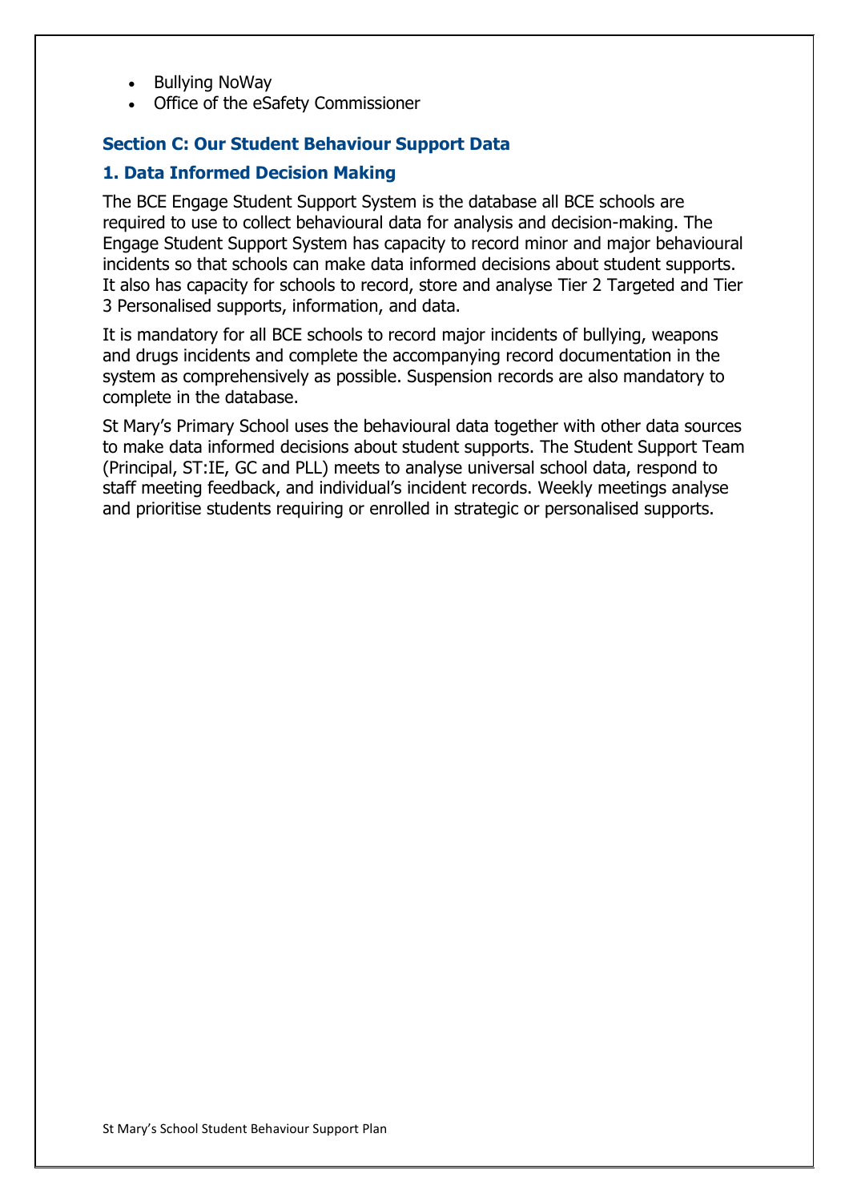- Bullying NoWay
- Office of the eSafety Commissioner

## Section C: Our Student Behaviour Support Data

### 1. Data Informed Decision Making

The BCE Engage Student Support System is the database all BCE schools are required to use to collect behavioural data for analysis and decision-making. The Engage Student Support System has capacity to record minor and major behavioural incidents so that schools can make data informed decisions about student supports. It also has capacity for schools to record, store and analyse Tier 2 Targeted and Tier 3 Personalised supports, information, and data.

It is mandatory for all BCE schools to record major incidents of bullying, weapons and drugs incidents and complete the accompanying record documentation in the system as comprehensively as possible. Suspension records are also mandatory to complete in the database.

St Mary's Primary School uses the behavioural data together with other data sources to make data informed decisions about student supports. The Student Support Team (Principal, ST:IE, GC and PLL) meets to analyse universal school data, respond to staff meeting feedback, and individual's incident records. Weekly meetings analyse and prioritise students requiring or enrolled in strategic or personalised supports.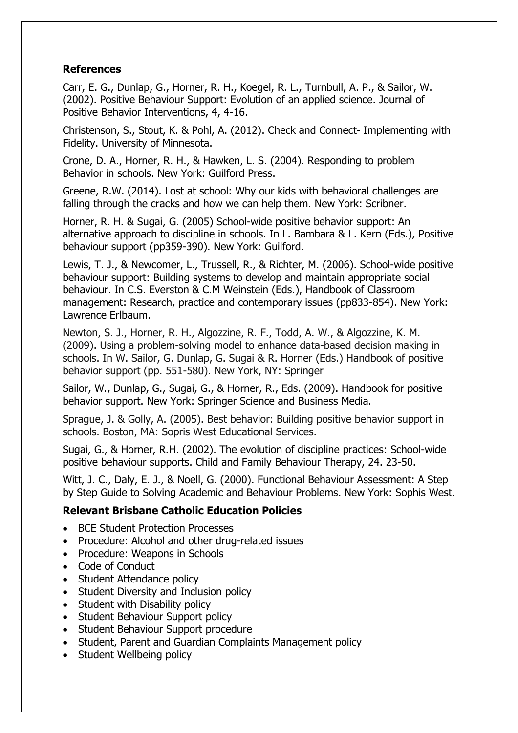### References

Carr, E. G., Dunlap, G., Horner, R. H., Koegel, R. L., Turnbull, A. P., & Sailor, W. (2002). Positive Behaviour Support: Evolution of an applied science. Journal of Positive Behavior Interventions, 4, 4-16.

Christenson, S., Stout, K. & Pohl, A. (2012). Check and Connect- Implementing with Fidelity. University of Minnesota.

Crone, D. A., Horner, R. H., & Hawken, L. S. (2004). Responding to problem Behavior in schools. New York: Guilford Press.

Greene, R.W. (2014). Lost at school: Why our kids with behavioral challenges are falling through the cracks and how we can help them. New York: Scribner.

Horner, R. H. & Sugai, G. (2005) School-wide positive behavior support: An alternative approach to discipline in schools. In L. Bambara & L. Kern (Eds.), Positive behaviour support (pp359-390). New York: Guilford.

Lewis, T. J., & Newcomer, L., Trussell, R., & Richter, M. (2006). School-wide positive behaviour support: Building systems to develop and maintain appropriate social behaviour. In C.S. Everston & C.M Weinstein (Eds.), Handbook of Classroom management: Research, practice and contemporary issues (pp833-854). New York: Lawrence Erlbaum.

Newton, S. J., Horner, R. H., Algozzine, R. F., Todd, A. W., & Algozzine, K. M. (2009). Using a problem-solving model to enhance data-based decision making in schools. In W. Sailor, G. Dunlap, G. Sugai & R. Horner (Eds.) Handbook of positive behavior support (pp. 551-580). New York, NY: Springer

Sailor, W., Dunlap, G., Sugai, G., & Horner, R., Eds. (2009). Handbook for positive behavior support. New York: Springer Science and Business Media.

Sprague, J. & Golly, A. (2005). Best behavior: Building positive behavior support in schools. Boston, MA: Sopris West Educational Services.

Sugai, G., & Horner, R.H. (2002). The evolution of discipline practices: School-wide positive behaviour supports. Child and Family Behaviour Therapy, 24. 23-50.

Witt, J. C., Daly, E. J., & Noell, G. (2000). Functional Behaviour Assessment: A Step by Step Guide to Solving Academic and Behaviour Problems. New York: Sophis West.

### Relevant Brisbane Catholic Education Policies

- BCE Student Protection Processes
- Procedure: Alcohol and other drug-related issues
- Procedure: Weapons in Schools
- Code of Conduct
- Student Attendance policy
- Student Diversity and Inclusion policy
- Student with Disability policy
- Student Behaviour Support policy
- Student Behaviour Support procedure
- Student, Parent and Guardian Complaints Management policy
- Student Wellbeing policy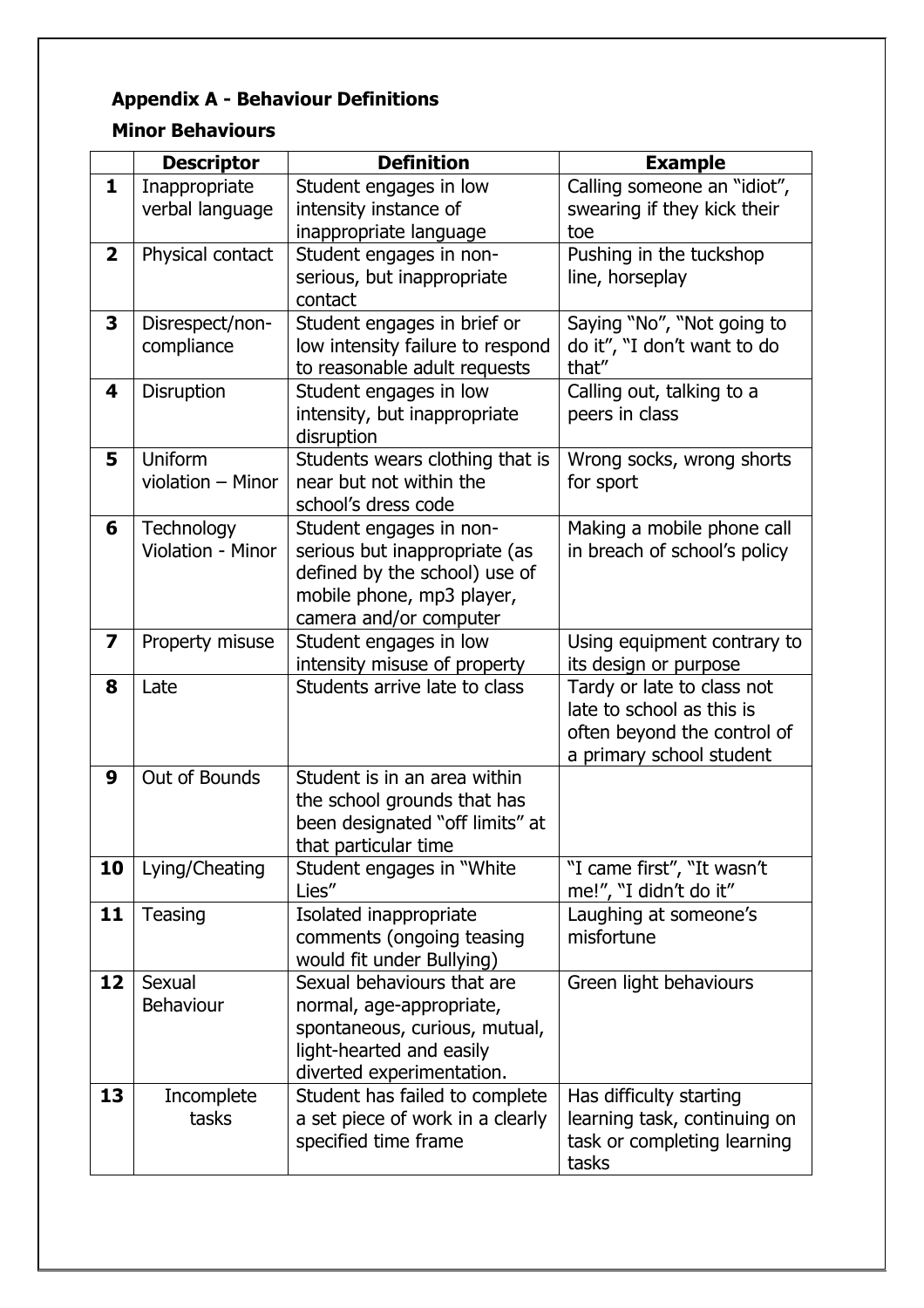## Appendix A - Behaviour Definitions

### Minor Behaviours

| | Descriptor | Definition | Example |
|---|---|---|---|
| **1** | Inappropriate verbal language | Student engages in low intensity instance of inappropriate language | Calling someone an "idiot", swearing if they kick their toe |
| **2** | Physical contact | Student engages in non-serious, but inappropriate contact | Pushing in the tuckshop line, horseplay |
| **3** | Disrespect/non-compliance | Student engages in brief or low intensity failure to respond to reasonable adult requests | Saying "No", "Not going to do it", "I don't want to do that" |
| **4** | Disruption | Student engages in low intensity, but inappropriate disruption | Calling out, talking to a peers in class |
| **5** | Uniform violation – Minor | Students wears clothing that is near but not within the school's dress code | Wrong socks, wrong shorts for sport |
| **6** | Technology Violation - Minor | Student engages in non-serious but inappropriate (as defined by the school) use of mobile phone, mp3 player, camera and/or computer | Making a mobile phone call in breach of school's policy |
| **7** | Property misuse | Student engages in low intensity misuse of property | Using equipment contrary to its design or purpose |
| **8** | Late | Students arrive late to class | Tardy or late to class not late to school as this is often beyond the control of a primary school student |
| **9** | Out of Bounds | Student is in an area within the school grounds that has been designated "off limits" at that particular time | |
| **10** | Lying/Cheating | Student engages in "White Lies" | "I came first", "It wasn't me!", "I didn't do it" |
| **11** | Teasing | Isolated inappropriate comments (ongoing teasing would fit under Bullying) | Laughing at someone's misfortune |
| **12** | Sexual Behaviour | Sexual behaviours that are normal, age-appropriate, spontaneous, curious, mutual, light-hearted and easily diverted experimentation. | Green light behaviours |
| **13** | Incomplete tasks | Student has failed to complete a set piece of work in a clearly specified time frame | Has difficulty starting learning task, continuing on task or completing learning tasks |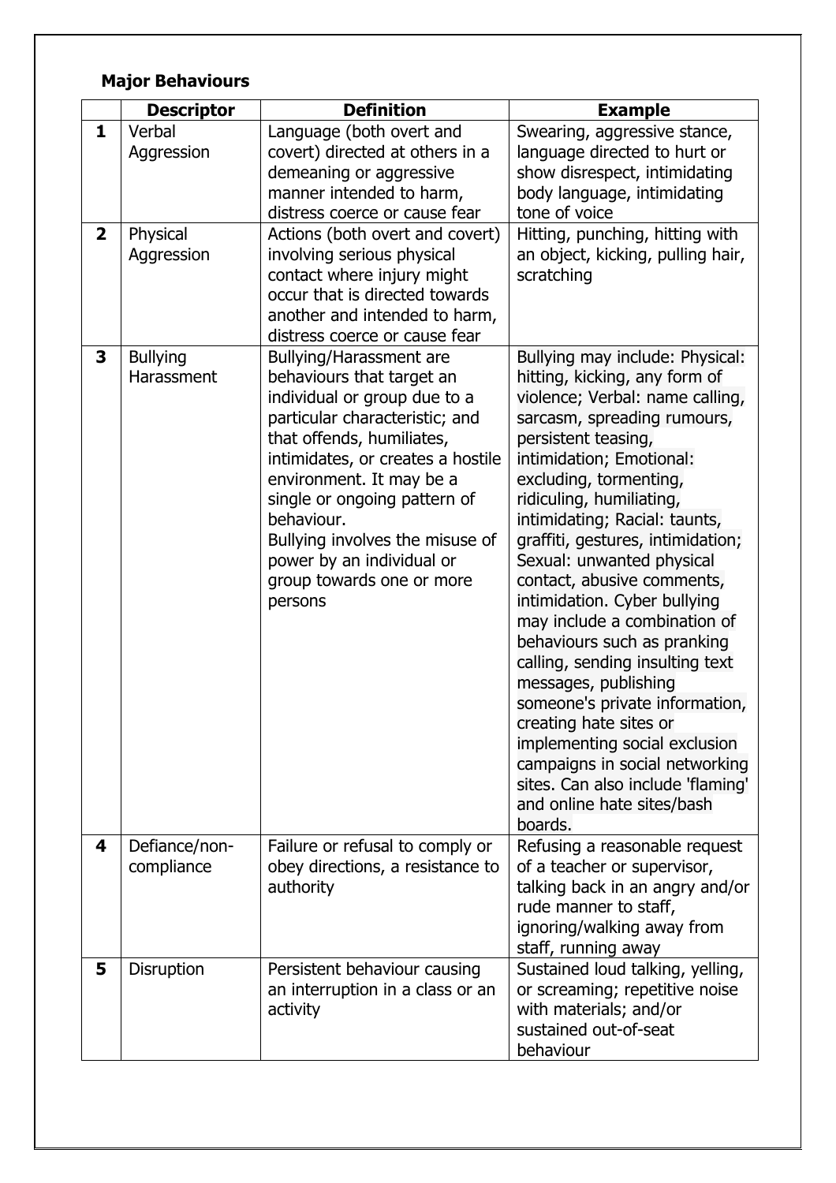**Major Behaviours**

| | Descriptor | Definition | Example |
|---|---|---|---|
| **1** | Verbal Aggression | Language (both overt and covert) directed at others in a demeaning or aggressive manner intended to harm, distress coerce or cause fear | Swearing, aggressive stance, language directed to hurt or show disrespect, intimidating body language, intimidating tone of voice |
| **2** | Physical Aggression | Actions (both overt and covert) involving serious physical contact where injury might occur that is directed towards another and intended to harm, distress coerce or cause fear | Hitting, punching, hitting with an object, kicking, pulling hair, scratching |
| **3** | Bullying Harassment | Bullying/Harassment are behaviours that target an individual or group due to a particular characteristic; and that offends, humiliates, intimidates, or creates a hostile environment. It may be a single or ongoing pattern of behaviour.<br>Bullying involves the misuse of power by an individual or group towards one or more persons | Bullying may include: Physical: hitting, kicking, any form of violence; Verbal: name calling, sarcasm, spreading rumours, persistent teasing, intimidation; Emotional: excluding, tormenting, ridiculing, humiliating, intimidating; Racial: taunts, graffiti, gestures, intimidation; Sexual: unwanted physical contact, abusive comments, intimidation. Cyber bullying may include a combination of behaviours such as pranking calling, sending insulting text messages, publishing someone's private information, creating hate sites or implementing social exclusion campaigns in social networking sites. Can also include 'flaming' and online hate sites/bash boards. |
| **4** | Defiance/non-compliance | Failure or refusal to comply or obey directions, a resistance to authority | Refusing a reasonable request of a teacher or supervisor, talking back in an angry and/or rude manner to staff, ignoring/walking away from staff, running away |
| **5** | Disruption | Persistent behaviour causing an interruption in a class or an activity | Sustained loud talking, yelling, or screaming; repetitive noise with materials; and/or sustained out-of-seat behaviour |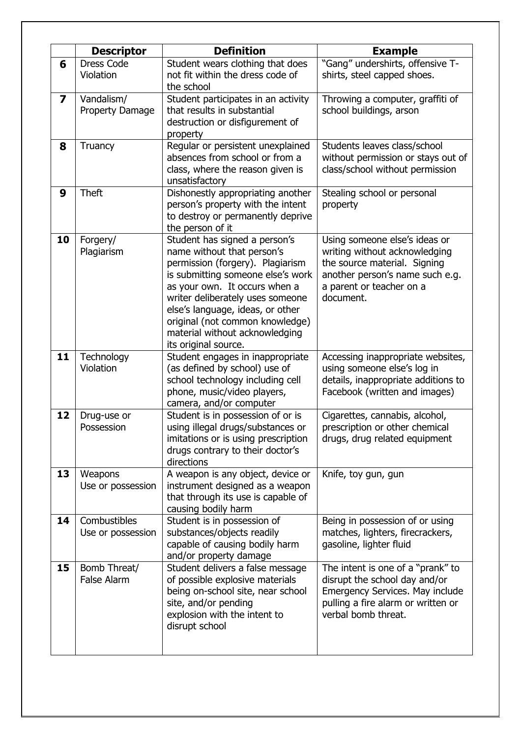| | **Descriptor** | **Definition** | **Example** |
|---|---|---|---|
| **6** | Dress Code Violation | Student wears clothing that does not fit within the dress code of the school | "Gang" undershirts, offensive T-shirts, steel capped shoes. |
| **7** | Vandalism/ Property Damage | Student participates in an activity that results in substantial destruction or disfigurement of property | Throwing a computer, graffiti of school buildings, arson |
| **8** | Truancy | Regular or persistent unexplained absences from school or from a class, where the reason given is unsatisfactory | Students leaves class/school without permission or stays out of class/school without permission |
| **9** | Theft | Dishonestly appropriating another person's property with the intent to destroy or permanently deprive the person of it | Stealing school or personal property |
| **10** | Forgery/ Plagiarism | Student has signed a person's name without that person's permission (forgery). Plagiarism is submitting someone else's work as your own. It occurs when a writer deliberately uses someone else's language, ideas, or other original (not common knowledge) material without acknowledging its original source. | Using someone else's ideas or writing without acknowledging the source material. Signing another person's name such e.g. a parent or teacher on a document. |
| **11** | Technology Violation | Student engages in inappropriate (as defined by school) use of school technology including cell phone, music/video players, camera, and/or computer | Accessing inappropriate websites, using someone else's log in details, inappropriate additions to Facebook (written and images) |
| **12** | Drug-use or Possession | Student is in possession of or is using illegal drugs/substances or imitations or is using prescription drugs contrary to their doctor's directions | Cigarettes, cannabis, alcohol, prescription or other chemical drugs, drug related equipment |
| **13** | Weapons Use or possession | A weapon is any object, device or instrument designed as a weapon that through its use is capable of causing bodily harm | Knife, toy gun, gun |
| **14** | Combustibles Use or possession | Student is in possession of substances/objects readily capable of causing bodily harm and/or property damage | Being in possession of or using matches, lighters, firecrackers, gasoline, lighter fluid |
| **15** | Bomb Threat/ False Alarm | Student delivers a false message of possible explosive materials being on-school site, near school site, and/or pending explosion with the intent to disrupt school | The intent is one of a "prank" to disrupt the school day and/or Emergency Services. May include pulling a fire alarm or written or verbal bomb threat. |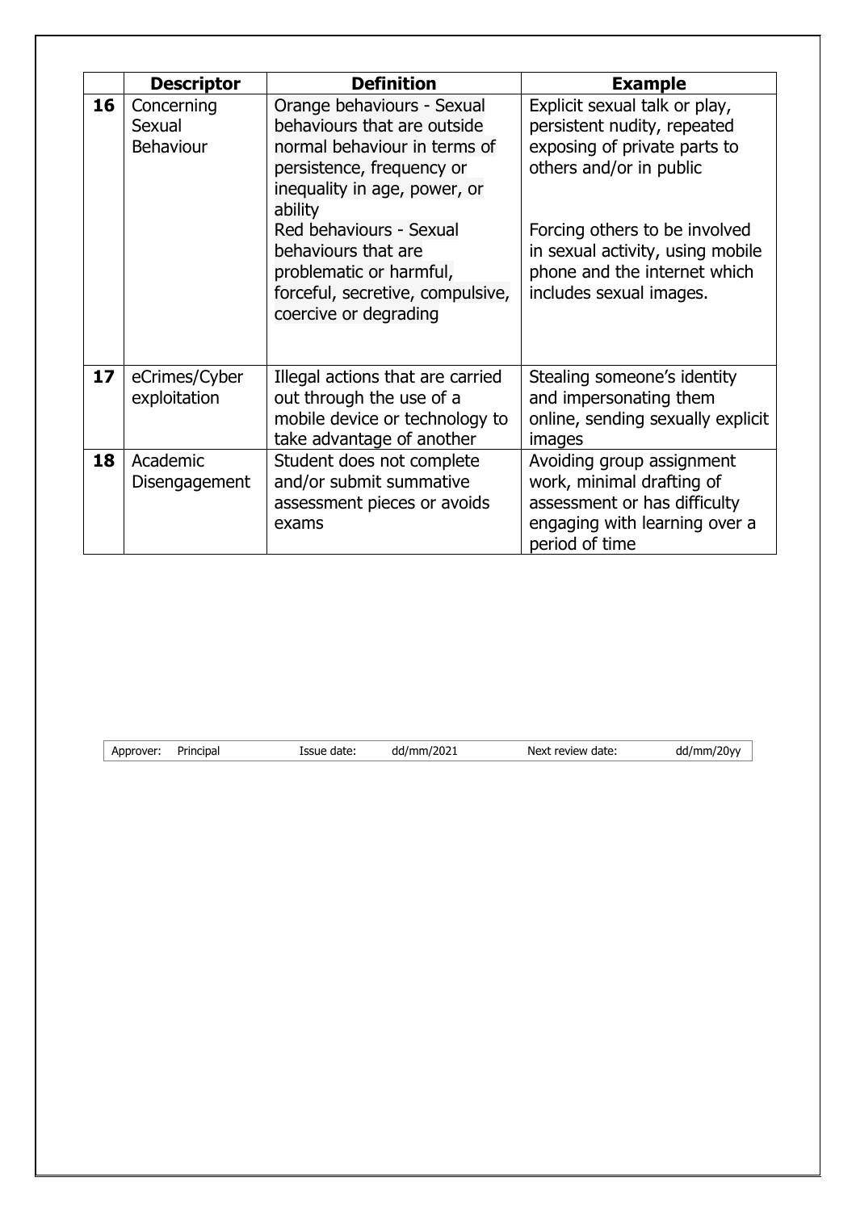| | Descriptor | Definition | Example |
|---|---|---|---|
| **16** | Concerning Sexual Behaviour | Orange behaviours - Sexual behaviours that are outside normal behaviour in terms of persistence, frequency or inequality in age, power, or ability<br>Red behaviours - Sexual behaviours that are problematic or harmful, forceful, secretive, compulsive, coercive or degrading | Explicit sexual talk or play, persistent nudity, repeated exposing of private parts to others and/or in public<br><br>Forcing others to be involved in sexual activity, using mobile phone and the internet which includes sexual images. |
| **17** | eCrimes/Cyber exploitation | Illegal actions that are carried out through the use of a mobile device or technology to take advantage of another | Stealing someone's identity and impersonating them online, sending sexually explicit images |
| **18** | Academic Disengagement | Student does not complete and/or submit summative assessment pieces or avoids exams | Avoiding group assignment work, minimal drafting of assessment or has difficulty engaging with learning over a period of time |